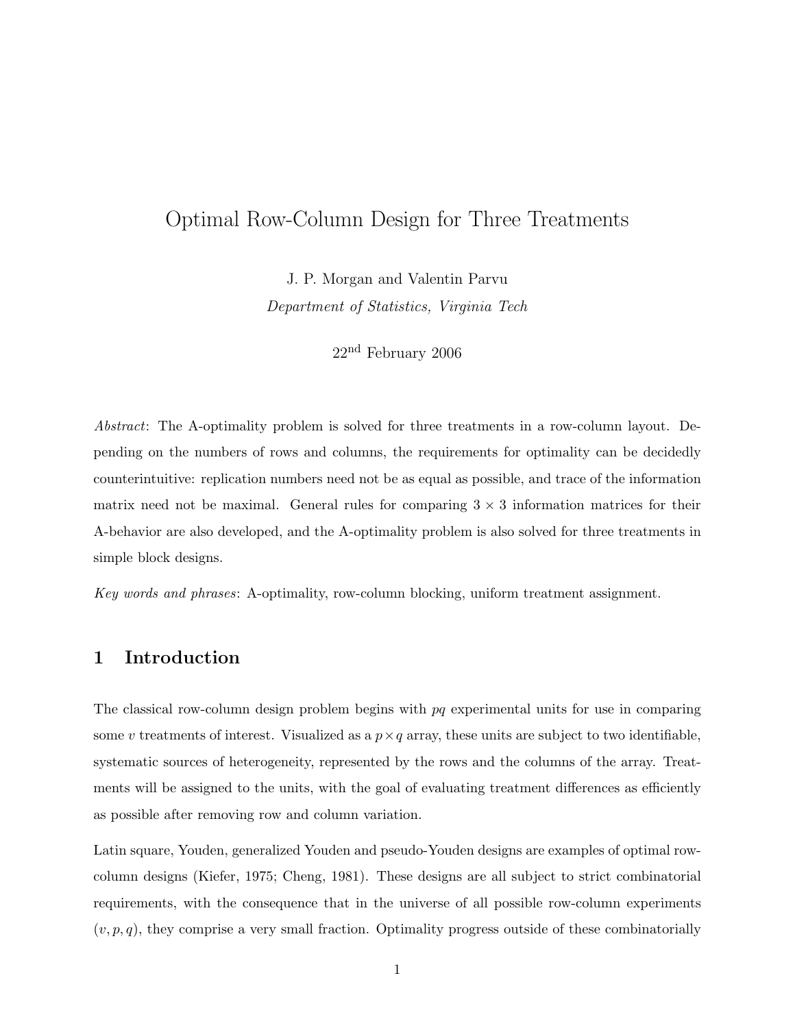# Optimal Row-Column Design for Three Treatments

J. P. Morgan and Valentin Parvu

*Department of Statistics, Virginia Tech*

22[nd] February 2006

*Abstract*: The A-optimality problem is solved for three treatments in a row-column layout. Depending on the numbers of rows and columns, the requirements for optimality can be decidedly counterintuitive: replication numbers need not be as equal as possible, and trace of the information matrix need not be maximal. General rules for comparing $3 \times 3$ information matrices for their A-behavior are also developed, and the A-optimality problem is also solved for three treatments in simple block designs.

*Key words and phrases*: A-optimality, row-column blocking, uniform treatment assignment.

## 1 Introduction

The classical row-column design problem begins with $pq$ experimental units for use in comparing some $v$ treatments of interest. Visualized as a $p \times q$ array, these units are subject to two identifiable, systematic sources of heterogeneity, represented by the rows and the columns of the array. Treatments will be assigned to the units, with the goal of evaluating treatment differences as efficiently as possible after removing row and column variation.

Latin square, Youden, generalized Youden and pseudo-Youden designs are examples of optimal row-column designs (Kiefer, 1975; Cheng, 1981). These designs are all subject to strict combinatorial requirements, with the consequence that in the universe of all possible row-column experiments $(v, p, q)$, they comprise a very small fraction. Optimality progress outside of these combinatorially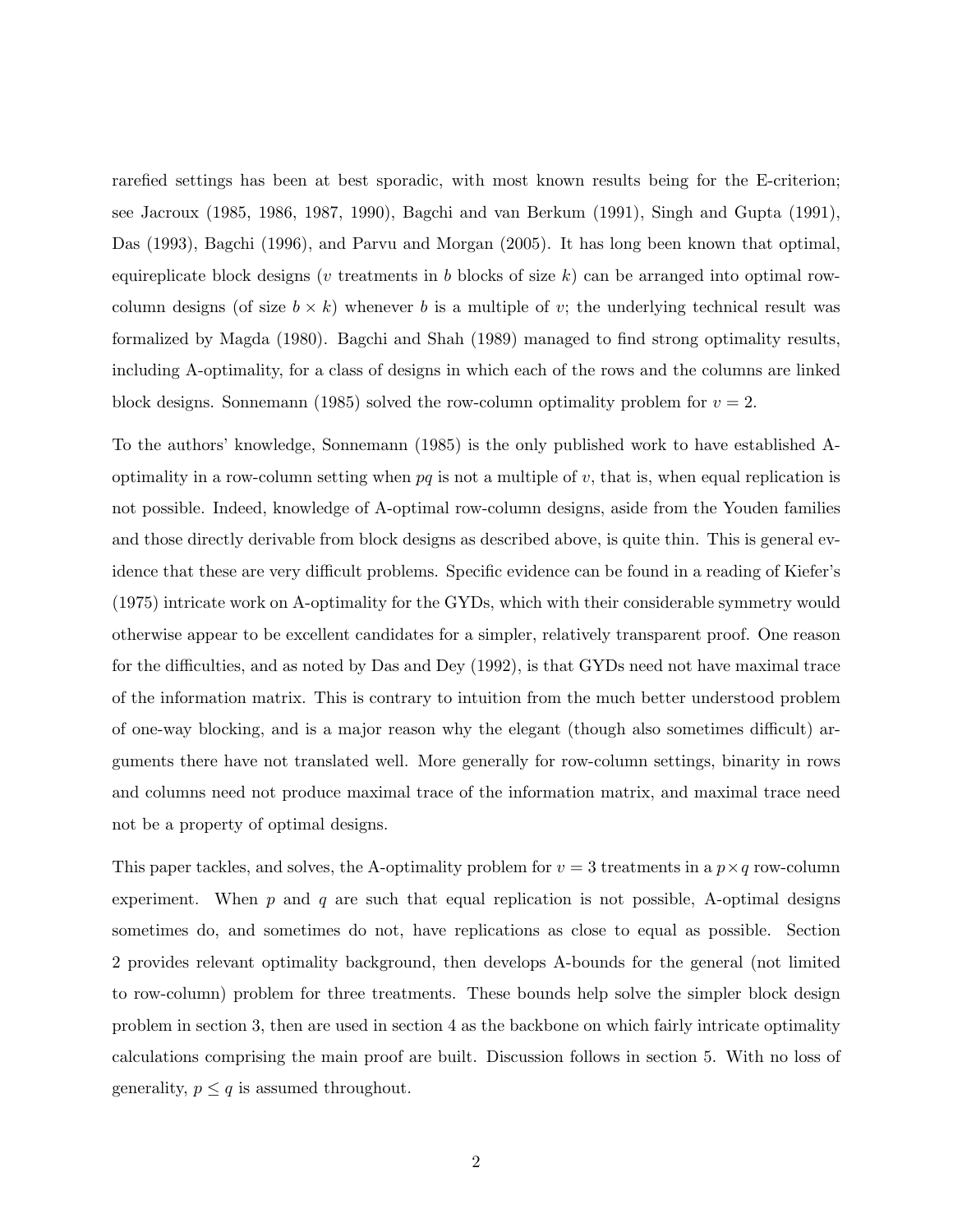rarefied settings has been at best sporadic, with most known results being for the E-criterion; see Jacroux (1985, 1986, 1987, 1990), Bagchi and van Berkum (1991), Singh and Gupta (1991), Das (1993), Bagchi (1996), and Parvu and Morgan (2005). It has long been known that optimal, equireplicate block designs ($v$ treatments in $b$ blocks of size $k$) can be arranged into optimal row-column designs (of size $b \times k$) whenever $b$ is a multiple of $v$; the underlying technical result was formalized by Magda (1980). Bagchi and Shah (1989) managed to find strong optimality results, including A-optimality, for a class of designs in which each of the rows and the columns are linked block designs. Sonnemann (1985) solved the row-column optimality problem for $v = 2$.

To the authors' knowledge, Sonnemann (1985) is the only published work to have established A-optimality in a row-column setting when $pq$ is not a multiple of $v$, that is, when equal replication is not possible. Indeed, knowledge of A-optimal row-column designs, aside from the Youden families and those directly derivable from block designs as described above, is quite thin. This is general evidence that these are very difficult problems. Specific evidence can be found in a reading of Kiefer's (1975) intricate work on A-optimality for the GYDs, which with their considerable symmetry would otherwise appear to be excellent candidates for a simpler, relatively transparent proof. One reason for the difficulties, and as noted by Das and Dey (1992), is that GYDs need not have maximal trace of the information matrix. This is contrary to intuition from the much better understood problem of one-way blocking, and is a major reason why the elegant (though also sometimes difficult) arguments there have not translated well. More generally for row-column settings, binarity in rows and columns need not produce maximal trace of the information matrix, and maximal trace need not be a property of optimal designs.

This paper tackles, and solves, the A-optimality problem for $v = 3$ treatments in a $p \times q$ row-column experiment. When $p$ and $q$ are such that equal replication is not possible, A-optimal designs sometimes do, and sometimes do not, have replications as close to equal as possible. Section 2 provides relevant optimality background, then develops A-bounds for the general (not limited to row-column) problem for three treatments. These bounds help solve the simpler block design problem in section 3, then are used in section 4 as the backbone on which fairly intricate optimality calculations comprising the main proof are built. Discussion follows in section 5. With no loss of generality, $p \leq q$ is assumed throughout.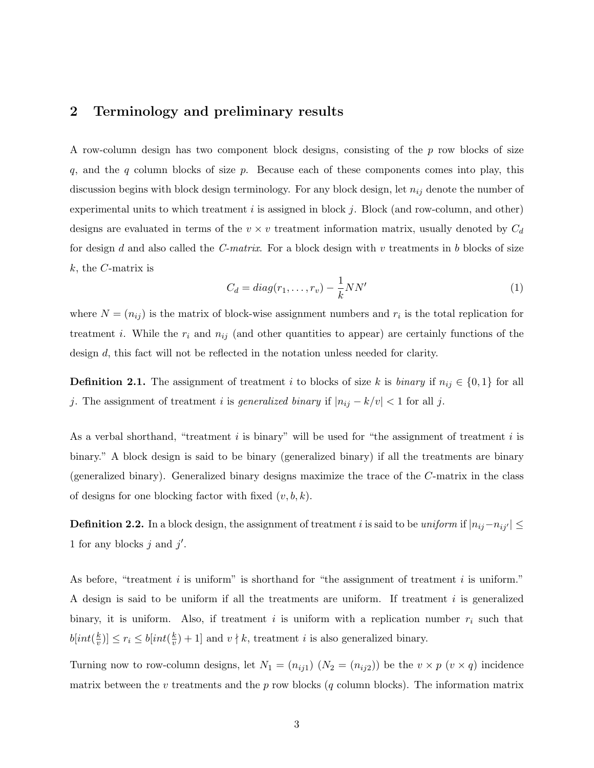## 2 Terminology and preliminary results

A row-column design has two component block designs, consisting of the $p$ row blocks of size $q$, and the $q$ column blocks of size $p$. Because each of these components comes into play, this discussion begins with block design terminology. For any block design, let $n_{ij}$ denote the number of experimental units to which treatment $i$ is assigned in block $j$. Block (and row-column, and other) designs are evaluated in terms of the $v \times v$ treatment information matrix, usually denoted by $C_d$ for design $d$ and also called the *C-matrix*. For a block design with $v$ treatments in $b$ blocks of size $k$, the $C$-matrix is

$$C_d = diag(r_1, \ldots, r_v) - \frac{1}{k}NN' \tag{1}$$

where $N = (n_{ij})$ is the matrix of block-wise assignment numbers and $r_i$ is the total replication for treatment $i$. While the $r_i$ and $n_{ij}$ (and other quantities to appear) are certainly functions of the design $d$, this fact will not be reflected in the notation unless needed for clarity.

**Definition 2.1.** The assignment of treatment $i$ to blocks of size $k$ is *binary* if $n_{ij} \in \{0, 1\}$ for all $j$. The assignment of treatment $i$ is *generalized binary* if $|n_{ij} - k/v| < 1$ for all $j$.

As a verbal shorthand, "treatment $i$ is binary" will be used for "the assignment of treatment $i$ is binary." A block design is said to be binary (generalized binary) if all the treatments are binary (generalized binary). Generalized binary designs maximize the trace of the $C$-matrix in the class of designs for one blocking factor with fixed $(v, b, k)$.

**Definition 2.2.** In a block design, the assignment of treatment $i$ is said to be *uniform* if $|n_{ij} - n_{ij'}| \leq 1$ for any blocks $j$ and $j'$.

As before, "treatment $i$ is uniform" is shorthand for "the assignment of treatment $i$ is uniform." A design is said to be uniform if all the treatments are uniform. If treatment $i$ is generalized binary, it is uniform. Also, if treatment $i$ is uniform with a replication number $r_i$ such that $b[int(\frac{k}{v})] \leq r_i \leq b[int(\frac{k}{v}) + 1]$ and $v \nmid k$, treatment $i$ is also generalized binary.

Turning now to row-column designs, let $N_1 = (n_{ij1})$ ($N_2 = (n_{ij2})$) be the $v \times p$ ($v \times q$) incidence matrix between the $v$ treatments and the $p$ row blocks ($q$ column blocks). The information matrix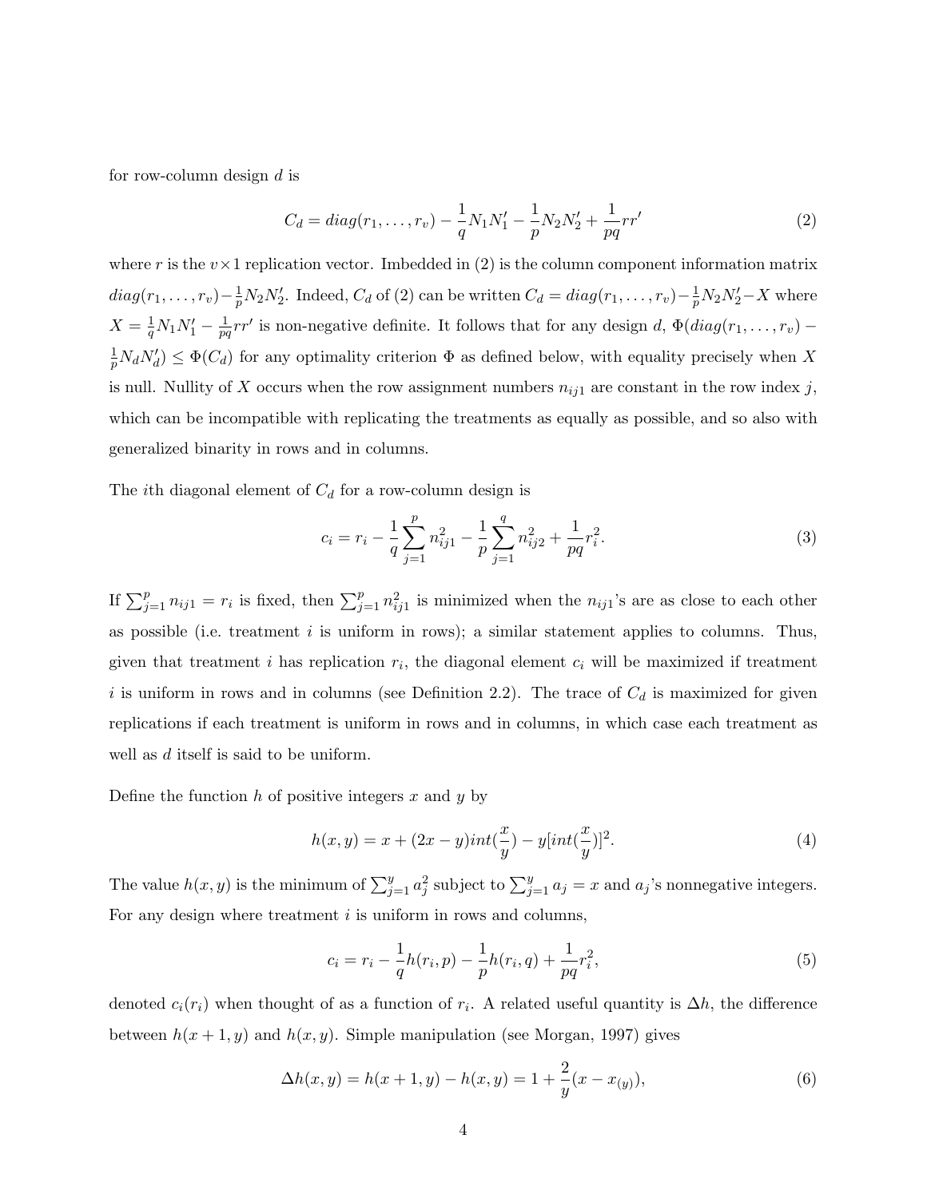for row-column design $d$ is

$$C_d = diag(r_1, \ldots, r_v) - \frac{1}{q}N_1N_1' - \frac{1}{p}N_2N_2' + \frac{1}{pq}rr' \tag{2}$$

where $r$ is the $v \times 1$ replication vector. Imbedded in (2) is the column component information matrix $diag(r_1, \ldots, r_v) - \frac{1}{p}N_2N_2'$. Indeed, $C_d$ of (2) can be written $C_d = diag(r_1, \ldots, r_v) - \frac{1}{p}N_2N_2' - X$ where $X = \frac{1}{q}N_1N_1' - \frac{1}{pq}rr'$ is non-negative definite. It follows that for any design $d$, $\Phi(diag(r_1, \ldots, r_v) - \frac{1}{p}N_dN_d') \leq \Phi(C_d)$ for any optimality criterion $\Phi$ as defined below, with equality precisely when $X$ is null. Nullity of $X$ occurs when the row assignment numbers $n_{ij1}$ are constant in the row index $j$, which can be incompatible with replicating the treatments as equally as possible, and so also with generalized binarity in rows and in columns.

The $i$th diagonal element of $C_d$ for a row-column design is

$$c_i = r_i - \frac{1}{q}\sum_{j=1}^{p} n_{ij1}^2 - \frac{1}{p}\sum_{j=1}^{q} n_{ij2}^2 + \frac{1}{pq}r_i^2. \tag{3}$$

If $\sum_{j=1}^{p} n_{ij1} = r_i$ is fixed, then $\sum_{j=1}^{p} n_{ij1}^2$ is minimized when the $n_{ij1}$'s are as close to each other as possible (i.e. treatment $i$ is uniform in rows); a similar statement applies to columns. Thus, given that treatment $i$ has replication $r_i$, the diagonal element $c_i$ will be maximized if treatment $i$ is uniform in rows and in columns (see Definition 2.2). The trace of $C_d$ is maximized for given replications if each treatment is uniform in rows and in columns, in which case each treatment as well as $d$ itself is said to be uniform.

Define the function $h$ of positive integers $x$ and $y$ by

$$h(x, y) = x + (2x - y)int(\frac{x}{y}) - y[int(\frac{x}{y})]^2. \tag{4}$$

The value $h(x, y)$ is the minimum of $\sum_{j=1}^{y} a_j^2$ subject to $\sum_{j=1}^{y} a_j = x$ and $a_j$'s nonnegative integers. For any design where treatment $i$ is uniform in rows and columns,

$$c_i = r_i - \frac{1}{q}h(r_i, p) - \frac{1}{p}h(r_i, q) + \frac{1}{pq}r_i^2, \tag{5}$$

denoted $c_i(r_i)$ when thought of as a function of $r_i$. A related useful quantity is $\Delta h$, the difference between $h(x+1, y)$ and $h(x, y)$. Simple manipulation (see Morgan, 1997) gives

$$\Delta h(x, y) = h(x + 1, y) - h(x, y) = 1 + \frac{2}{y}(x - x_{(y)}), \tag{6}$$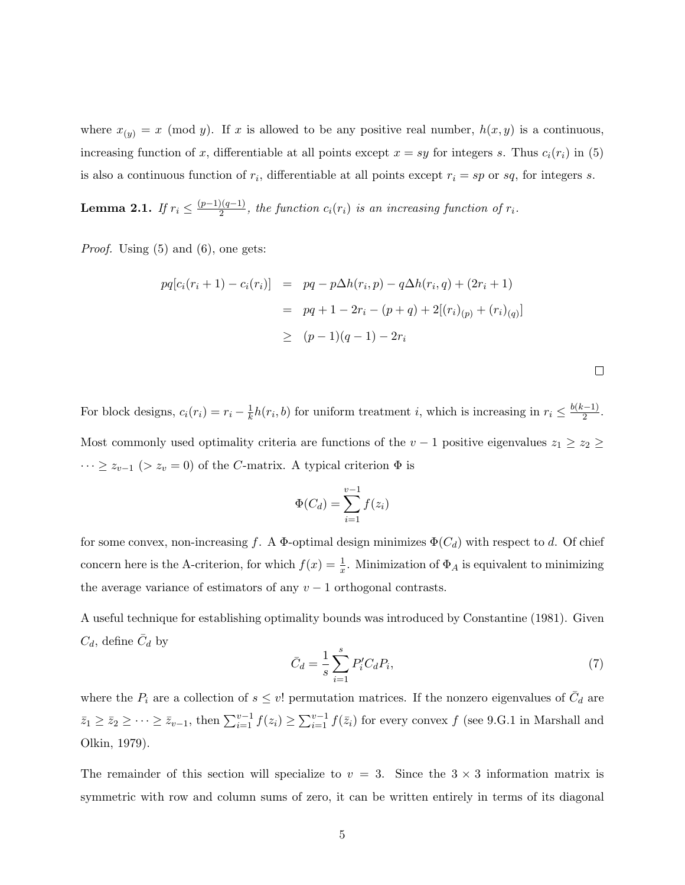where $x_{(y)} = x \pmod{y}$. If $x$ is allowed to be any positive real number, $h(x, y)$ is a continuous, increasing function of $x$, differentiable at all points except $x = sy$ for integers $s$. Thus $c_i(r_i)$ in (5) is also a continuous function of $r_i$, differentiable at all points except $r_i = sp$ or $sq$, for integers $s$.

**Lemma 2.1.** *If $r_i \leq \frac{(p-1)(q-1)}{2}$, the function $c_i(r_i)$ is an increasing function of $r_i$.*

*Proof.* Using (5) and (6), one gets:

$$
\begin{aligned}
pq[c_i(r_i+1) - c_i(r_i)] &= pq - p\Delta h(r_i, p) - q\Delta h(r_i, q) + (2r_i + 1) \\
&= pq + 1 - 2r_i - (p+q) + 2[(r_i)_{(p)} + (r_i)_{(q)}] \\
&\geq (p-1)(q-1) - 2r_i
\end{aligned}
$$

□

For block designs, $c_i(r_i) = r_i - \frac{1}{k}h(r_i, b)$ for uniform treatment $i$, which is increasing in $r_i \leq \frac{b(k-1)}{2}$.

Most commonly used optimality criteria are functions of the $v-1$ positive eigenvalues $z_1 \geq z_2 \geq \cdots \geq z_{v-1}$ $(> z_v = 0)$ of the $C$-matrix. A typical criterion $\Phi$ is

$$
\Phi(C_d) = \sum_{i=1}^{v-1} f(z_i)
$$

for some convex, non-increasing $f$. A $\Phi$-optimal design minimizes $\Phi(C_d)$ with respect to $d$. Of chief concern here is the A-criterion, for which $f(x) = \frac{1}{x}$. Minimization of $\Phi_A$ is equivalent to minimizing the average variance of estimators of any $v-1$ orthogonal contrasts.

A useful technique for establishing optimality bounds was introduced by Constantine (1981). Given $C_d$, define $\bar{C}_d$ by

$$
\bar{C}_d = \frac{1}{s}\sum_{i=1}^{s} P_i' C_d P_i, \tag{7}
$$

where the $P_i$ are a collection of $s \leq v!$ permutation matrices. If the nonzero eigenvalues of $\bar{C}_d$ are $\bar{z}_1 \geq \bar{z}_2 \geq \cdots \geq \bar{z}_{v-1}$, then $\sum_{i=1}^{v-1} f(z_i) \geq \sum_{i=1}^{v-1} f(\bar{z}_i)$ for every convex $f$ (see 9.G.1 in Marshall and Olkin, 1979).

The remainder of this section will specialize to $v = 3$. Since the $3 \times 3$ information matrix is symmetric with row and column sums of zero, it can be written entirely in terms of its diagonal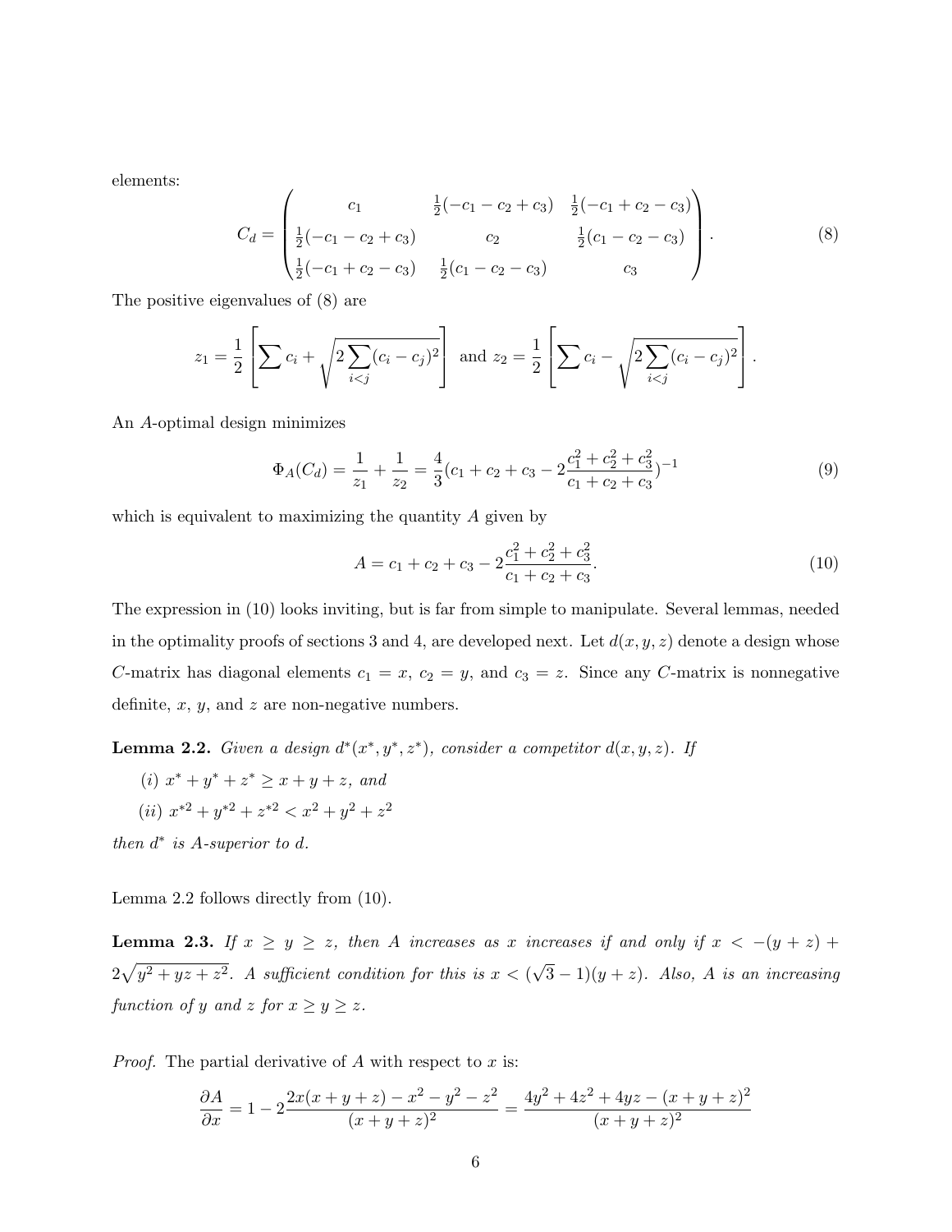elements:

$$C_d = \begin{pmatrix} c_1 & \frac{1}{2}(-c_1 - c_2 + c_3) & \frac{1}{2}(-c_1 + c_2 - c_3) \\ \frac{1}{2}(-c_1 - c_2 + c_3) & c_2 & \frac{1}{2}(c_1 - c_2 - c_3) \\ \frac{1}{2}(-c_1 + c_2 - c_3) & \frac{1}{2}(c_1 - c_2 - c_3) & c_3 \end{pmatrix}. \tag{8}$$

The positive eigenvalues of (8) are

$$z_1 = \frac{1}{2}\left[\sum c_i + \sqrt{2\sum_{i<j}(c_i - c_j)^2}\right] \text{ and } z_2 = \frac{1}{2}\left[\sum c_i - \sqrt{2\sum_{i<j}(c_i - c_j)^2}\right].$$

An $A$-optimal design minimizes

$$\Phi_A(C_d) = \frac{1}{z_1} + \frac{1}{z_2} = \frac{4}{3}(c_1 + c_2 + c_3 - 2\frac{c_1^2 + c_2^2 + c_3^2}{c_1 + c_2 + c_3})^{-1} \tag{9}$$

which is equivalent to maximizing the quantity $A$ given by

$$A = c_1 + c_2 + c_3 - 2\frac{c_1^2 + c_2^2 + c_3^2}{c_1 + c_2 + c_3}. \tag{10}$$

The expression in (10) looks inviting, but is far from simple to manipulate. Several lemmas, needed in the optimality proofs of sections 3 and 4, are developed next. Let $d(x, y, z)$ denote a design whose $C$-matrix has diagonal elements $c_1 = x$, $c_2 = y$, and $c_3 = z$. Since any $C$-matrix is nonnegative definite, $x$, $y$, and $z$ are non-negative numbers.

**Lemma 2.2.** *Given a design $d^*(x^*, y^*, z^*)$, consider a competitor $d(x, y, z)$. If*

*(i) $x^* + y^* + z^* \geq x + y + z$, and*

*(ii) $x^{*2} + y^{*2} + z^{*2} < x^2 + y^2 + z^2$*

*then $d^*$ is $A$-superior to $d$.*

Lemma 2.2 follows directly from (10).

**Lemma 2.3.** *If $x \geq y \geq z$, then $A$ increases as $x$ increases if and only if $x < -(y + z) + 2\sqrt{y^2 + yz + z^2}$. A sufficient condition for this is $x < (\sqrt{3} - 1)(y + z)$. Also, $A$ is an increasing function of $y$ and $z$ for $x \geq y \geq z$.*

*Proof.* The partial derivative of $A$ with respect to $x$ is:

$$\frac{\partial A}{\partial x} = 1 - 2\frac{2x(x + y + z) - x^2 - y^2 - z^2}{(x + y + z)^2} = \frac{4y^2 + 4z^2 + 4yz - (x + y + z)^2}{(x + y + z)^2}$$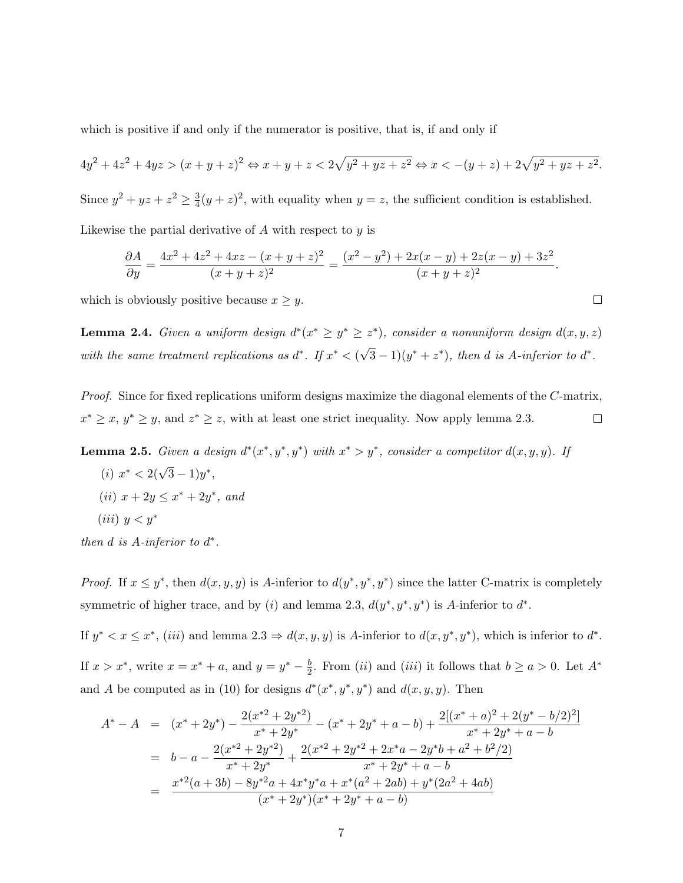which is positive if and only if the numerator is positive, that is, if and only if

$$4y^2 + 4z^2 + 4yz > (x+y+z)^2 \Leftrightarrow x+y+z < 2\sqrt{y^2+yz+z^2} \Leftrightarrow x < -(y+z) + 2\sqrt{y^2+yz+z^2}.$$

Since $y^2 + yz + z^2 \geq \frac{3}{4}(y+z)^2$, with equality when $y = z$, the sufficient condition is established.

Likewise the partial derivative of $A$ with respect to $y$ is

$$\frac{\partial A}{\partial y} = \frac{4x^2 + 4z^2 + 4xz - (x+y+z)^2}{(x+y+z)^2} = \frac{(x^2-y^2) + 2x(x-y) + 2z(x-y) + 3z^2}{(x+y+z)^2}.$$

which is obviously positive because $x \geq y$. □

**Lemma 2.4.** *Given a uniform design $d^*(x^* \geq y^* \geq z^*)$, consider a nonuniform design $d(x,y,z)$ with the same treatment replications as $d^*$. If $x^* < (\sqrt{3}-1)(y^*+z^*)$, then $d$ is A-inferior to $d^*$.*

*Proof.* Since for fixed replications uniform designs maximize the diagonal elements of the $C$-matrix, $x^* \geq x$, $y^* \geq y$, and $z^* \geq z$, with at least one strict inequality. Now apply lemma 2.3. □

**Lemma 2.5.** *Given a design $d^*(x^*, y^*, y^*)$ with $x^* > y^*$, consider a competitor $d(x,y,y)$. If*

*(i) $x^* < 2(\sqrt{3}-1)y^*$,*

*(ii) $x + 2y \leq x^* + 2y^*$, and*

*(iii) $y < y^*$*

*then $d$ is A-inferior to $d^*$.*

*Proof.* If $x \leq y^*$, then $d(x,y,y)$ is $A$-inferior to $d(y^*, y^*, y^*)$ since the latter C-matrix is completely symmetric of higher trace, and by $(i)$ and lemma 2.3, $d(y^*, y^*, y^*)$ is $A$-inferior to $d^*$.

If $y^* < x \leq x^*$, $(iii)$ and lemma 2.3 $\Rightarrow$ $d(x,y,y)$ is $A$-inferior to $d(x, y^*, y^*)$, which is inferior to $d^*$.

If $x > x^*$, write $x = x^* + a$, and $y = y^* - \frac{b}{2}$. From $(ii)$ and $(iii)$ it follows that $b \geq a > 0$. Let $A^*$ and $A$ be computed as in (10) for designs $d^*(x^*, y^*, y^*)$ and $d(x,y,y)$. Then

$$\begin{aligned}
A^* - A &= (x^* + 2y^*) - \frac{2(x^{*2} + 2y^{*2})}{x^* + 2y^*} - (x^* + 2y^* + a - b) + \frac{2[(x^*+a)^2 + 2(y^* - b/2)^2]}{x^* + 2y^* + a - b} \\
&= b - a - \frac{2(x^{*2} + 2y^{*2})}{x^* + 2y^*} + \frac{2(x^{*2} + 2y^{*2} + 2x^*a - 2y^*b + a^2 + b^2/2)}{x^* + 2y^* + a - b} \\
&= \frac{x^{*2}(a + 3b) - 8y^{*2}a + 4x^*y^*a + x^*(a^2 + 2ab) + y^*(2a^2 + 4ab)}{(x^* + 2y^*)(x^* + 2y^* + a - b)}
\end{aligned}$$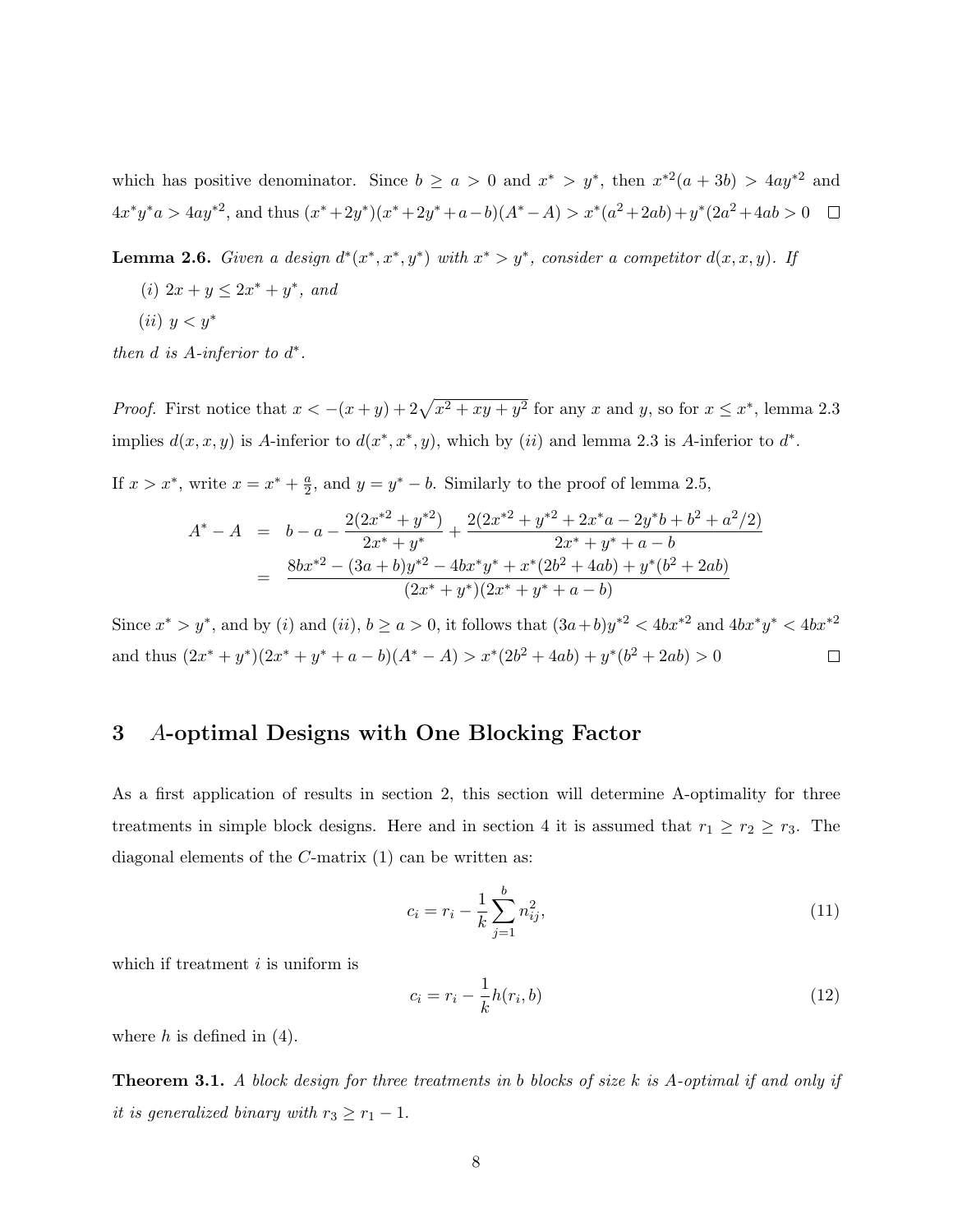which has positive denominator. Since $b \geq a > 0$ and $x^* > y^*$, then $x^{*2}(a+3b) > 4ay^{*2}$ and $4x^*y^*a > 4ay^{*2}$, and thus $(x^*+2y^*)(x^*+2y^*+a-b)(A^*-A) > x^*(a^2+2ab)+y^*(2a^2+4ab > 0$ □

**Lemma 2.6.** *Given a design $d^*(x^*, x^*, y^*)$ with $x^* > y^*$, consider a competitor $d(x, x, y)$. If*

*(i) $2x + y \leq 2x^* + y^*$, and*

*(ii) $y < y^*$*

*then $d$ is A-inferior to $d^*$.*

*Proof.* First notice that $x < -(x+y) + 2\sqrt{x^2+xy+y^2}$ for any $x$ and $y$, so for $x \leq x^*$, lemma 2.3 implies $d(x, x, y)$ is A-inferior to $d(x^*, x^*, y)$, which by (*ii*) and lemma 2.3 is A-inferior to $d^*$.

If $x > x^*$, write $x = x^* + \frac{a}{2}$, and $y = y^* - b$. Similarly to the proof of lemma 2.5,

$$
\begin{aligned}
A^* - A &= b - a - \frac{2(2x^{*2}+y^{*2})}{2x^*+y^*} + \frac{2(2x^{*2}+y^{*2}+2x^*a-2y^*b+b^2+a^2/2)}{2x^*+y^*+a-b} \\
&= \frac{8bx^{*2}-(3a+b)y^{*2}-4bx^*y^*+x^*(2b^2+4ab)+y^*(b^2+2ab)}{(2x^*+y^*)(2x^*+y^*+a-b)}
\end{aligned}
$$

Since $x^* > y^*$, and by (*i*) and (*ii*), $b \geq a > 0$, it follows that $(3a+b)y^{*2} < 4bx^{*2}$ and $4bx^*y^* < 4bx^{*2}$ and thus $(2x^*+y^*)(2x^*+y^*+a-b)(A^*-A) > x^*(2b^2+4ab)+y^*(b^2+2ab) > 0$ □

## 3 A-optimal Designs with One Blocking Factor

As a first application of results in section 2, this section will determine A-optimality for three treatments in simple block designs. Here and in section 4 it is assumed that $r_1 \geq r_2 \geq r_3$. The diagonal elements of the $C$-matrix (1) can be written as:

$$
c_i = r_i - \frac{1}{k}\sum_{j=1}^{b} n_{ij}^2, \tag{11}
$$

which if treatment $i$ is uniform is

$$
c_i = r_i - \frac{1}{k}h(r_i, b) \tag{12}
$$

where $h$ is defined in (4).

**Theorem 3.1.** *A block design for three treatments in $b$ blocks of size $k$ is A-optimal if and only if it is generalized binary with $r_3 \geq r_1 - 1$.*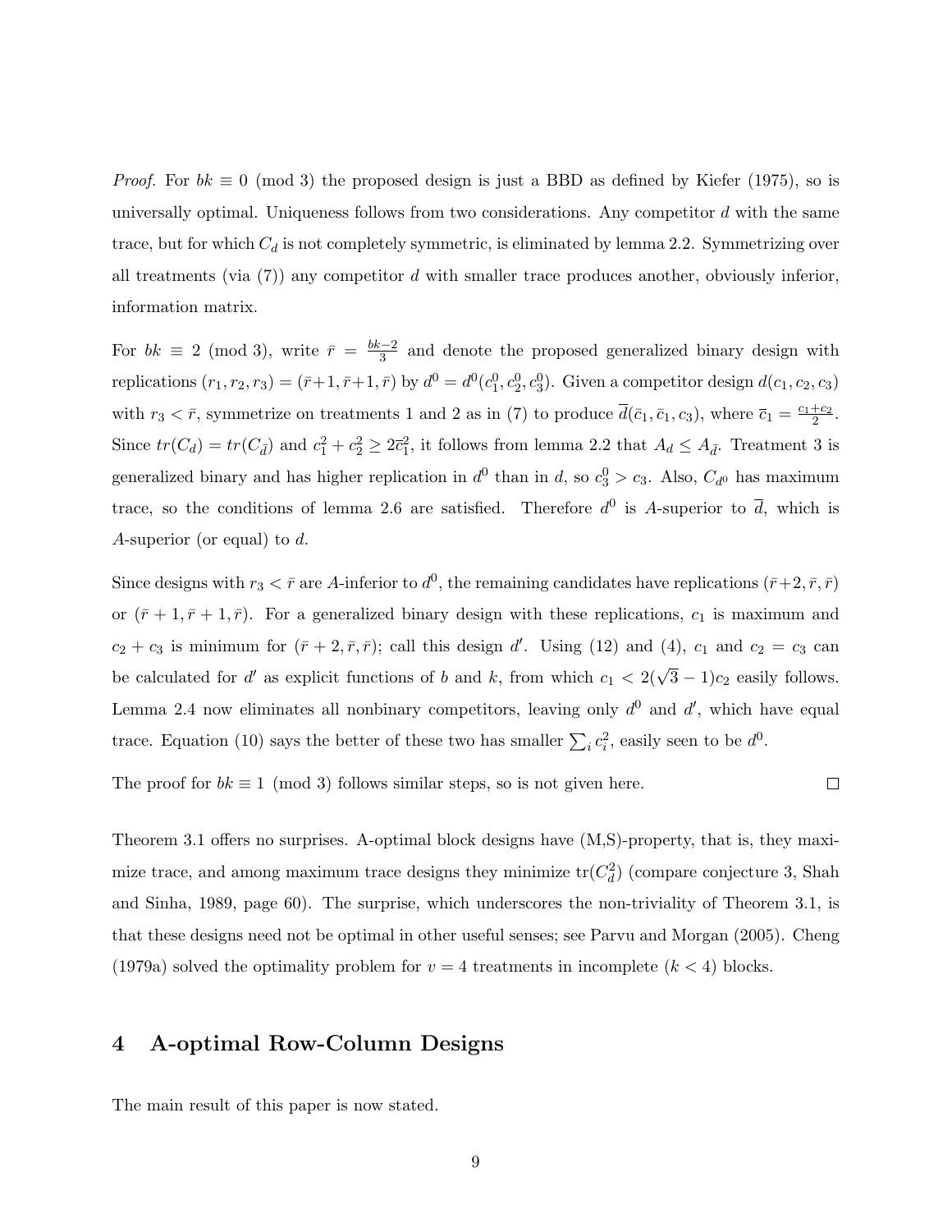*Proof.* For $bk \equiv 0 \pmod 3$ the proposed design is just a BBD as defined by Kiefer (1975), so is universally optimal. Uniqueness follows from two considerations. Any competitor $d$ with the same trace, but for which $C_d$ is not completely symmetric, is eliminated by lemma 2.2. Symmetrizing over all treatments (via (7)) any competitor $d$ with smaller trace produces another, obviously inferior, information matrix.

For $bk \equiv 2 \pmod 3$, write $\bar{r} = \frac{bk-2}{3}$ and denote the proposed generalized binary design with replications $(r_1, r_2, r_3) = (\bar{r}+1, \bar{r}+1, \bar{r})$ by $d^0 = d^0(c_1^0, c_2^0, c_3^0)$. Given a competitor design $d(c_1, c_2, c_3)$ with $r_3 < \bar{r}$, symmetrize on treatments 1 and 2 as in (7) to produce $\overline{d}(\bar{c}_1, \bar{c}_1, c_3)$, where $\overline{c}_1 = \frac{c_1+c_2}{2}$. Since $tr(C_d) = tr(C_{\bar{d}})$ and $c_1^2 + c_2^2 \geq 2\bar{c}_1^2$, it follows from lemma 2.2 that $A_d \leq A_{\bar{d}}$. Treatment 3 is generalized binary and has higher replication in $d^0$ than in $d$, so $c_3^0 > c_3$. Also, $C_{d^0}$ has maximum trace, so the conditions of lemma 2.6 are satisfied. Therefore $d^0$ is $A$-superior to $\overline{d}$, which is $A$-superior (or equal) to $d$.

Since designs with $r_3 < \bar{r}$ are $A$-inferior to $d^0$, the remaining candidates have replications $(\bar{r}+2, \bar{r}, \bar{r})$ or $(\bar{r}+1, \bar{r}+1, \bar{r})$. For a generalized binary design with these replications, $c_1$ is maximum and $c_2 + c_3$ is minimum for $(\bar{r}+2, \bar{r}, \bar{r})$; call this design $d'$. Using (12) and (4), $c_1$ and $c_2 = c_3$ can be calculated for $d'$ as explicit functions of $b$ and $k$, from which $c_1 < 2(\sqrt{3}-1)c_2$ easily follows. Lemma 2.4 now eliminates all nonbinary competitors, leaving only $d^0$ and $d'$, which have equal trace. Equation (10) says the better of these two has smaller $\sum_i c_i^2$, easily seen to be $d^0$.

The proof for $bk \equiv 1 \pmod 3$ follows similar steps, so is not given here. $\square$

Theorem 3.1 offers no surprises. A-optimal block designs have (M,S)-property, that is, they maximize trace, and among maximum trace designs they minimize $\text{tr}(C_d^2)$ (compare conjecture 3, Shah and Sinha, 1989, page 60). The surprise, which underscores the non-triviality of Theorem 3.1, is that these designs need not be optimal in other useful senses; see Parvu and Morgan (2005). Cheng (1979a) solved the optimality problem for $v = 4$ treatments in incomplete ($k < 4$) blocks.

## 4 A-optimal Row-Column Designs

The main result of this paper is now stated.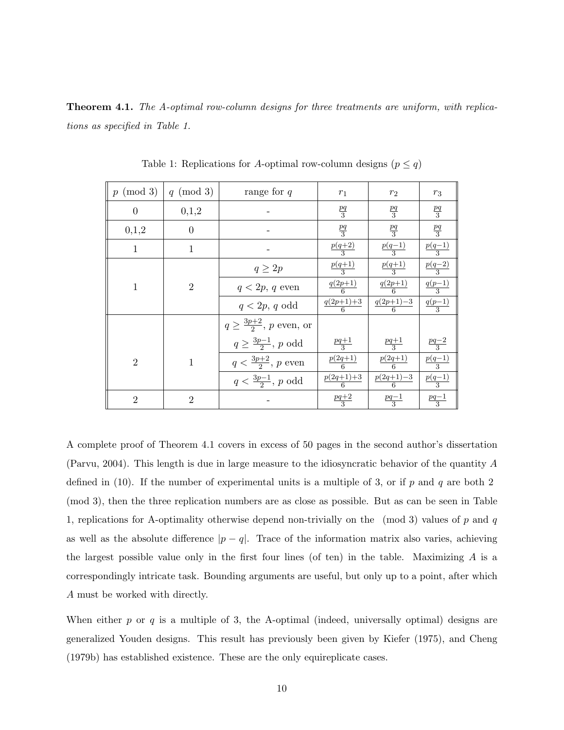**Theorem 4.1.** *The A-optimal row-column designs for three treatments are uniform, with replications as specified in Table 1.*

Table 1: Replications for $A$-optimal row-column designs ($p \leq q$)

| $p \pmod 3$ | $q \pmod 3$ | range for $q$ | $r_1$ | $r_2$ | $r_3$ |
|---|---|---|---|---|---|
| 0 | 0,1,2 | - | $\frac{pq}{3}$ | $\frac{pq}{3}$ | $\frac{pq}{3}$ |
| 0,1,2 | 0 | - | $\frac{pq}{3}$ | $\frac{pq}{3}$ | $\frac{pq}{3}$ |
| 1 | 1 | - | $\frac{p(q+2)}{3}$ | $\frac{p(q-1)}{3}$ | $\frac{p(q-1)}{3}$ |
| 1 | 2 | $q \geq 2p$ | $\frac{p(q+1)}{3}$ | $\frac{p(q+1)}{3}$ | $\frac{p(q-2)}{3}$ |
| | | $q < 2p$, $q$ even | $\frac{q(2p+1)}{6}$ | $\frac{q(2p+1)}{6}$ | $\frac{q(p-1)}{3}$ |
| | | $q < 2p$, $q$ odd | $\frac{q(2p+1)+3}{6}$ | $\frac{q(2p+1)-3}{6}$ | $\frac{q(p-1)}{3}$ |
| 2 | 1 | $q \geq \frac{3p+2}{2}$, $p$ even, or $q \geq \frac{3p-1}{2}$, $p$ odd | $\frac{pq+1}{3}$ | $\frac{pq+1}{3}$ | $\frac{pq-2}{3}$ |
| | | $q < \frac{3p+2}{2}$, $p$ even | $\frac{p(2q+1)}{6}$ | $\frac{p(2q+1)}{6}$ | $\frac{p(q-1)}{3}$ |
| | | $q < \frac{3p-1}{2}$, $p$ odd | $\frac{p(2q+1)+3}{6}$ | $\frac{p(2q+1)-3}{6}$ | $\frac{p(q-1)}{3}$ |
| 2 | 2 | - | $\frac{pq+2}{3}$ | $\frac{pq-1}{3}$ | $\frac{pq-1}{3}$ |

A complete proof of Theorem 4.1 covers in excess of 50 pages in the second author's dissertation (Parvu, 2004). This length is due in large measure to the idiosyncratic behavior of the quantity $A$ defined in (10). If the number of experimental units is a multiple of 3, or if $p$ and $q$ are both 2 (mod 3), then the three replication numbers are as close as possible. But as can be seen in Table 1, replications for A-optimality otherwise depend non-trivially on the (mod 3) values of $p$ and $q$ as well as the absolute difference $|p - q|$. Trace of the information matrix also varies, achieving the largest possible value only in the first four lines (of ten) in the table. Maximizing $A$ is a correspondingly intricate task. Bounding arguments are useful, but only up to a point, after which $A$ must be worked with directly.

When either $p$ or $q$ is a multiple of 3, the A-optimal (indeed, universally optimal) designs are generalized Youden designs. This result has previously been given by Kiefer (1975), and Cheng (1979b) has established existence. These are the only equireplicate cases.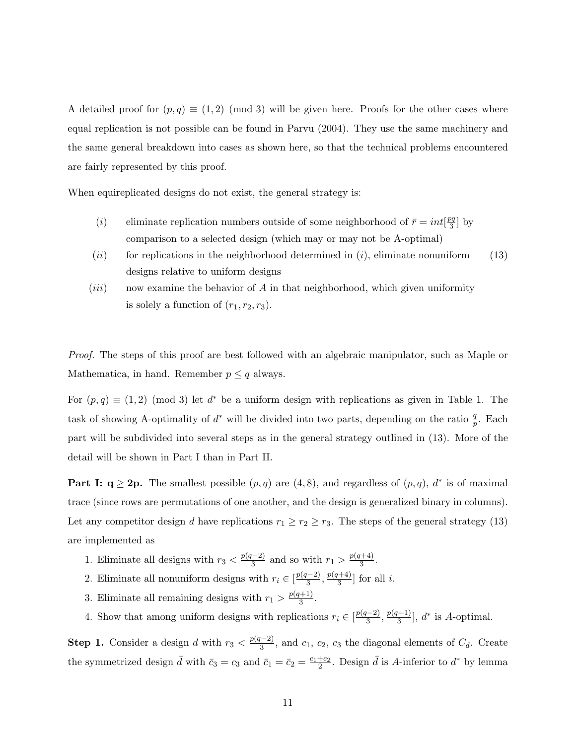A detailed proof for $(p, q) \equiv (1, 2) \pmod 3$ will be given here. Proofs for the other cases where equal replication is not possible can be found in Parvu (2004). They use the same machinery and the same general breakdown into cases as shown here, so that the technical problems encountered are fairly represented by this proof.

When equireplicated designs do not exist, the general strategy is:

$$
\begin{array}{ll}
(i) & \text{eliminate replication numbers outside of some neighborhood of } \bar{r} = int[\frac{pq}{3}] \text{ by} \\
 & \text{comparison to a selected design (which may or may not be A-optimal)} \\
(ii) & \text{for replications in the neighborhood determined in } (i)\text{, eliminate nonuniform} \\
 & \text{designs relative to uniform designs} \\
(iii) & \text{now examine the behavior of } A \text{ in that neighborhood, which given uniformity} \\
 & \text{is solely a function of } (r_1, r_2, r_3).
\end{array} \tag{13}
$$

*Proof.* The steps of this proof are best followed with an algebraic manipulator, such as Maple or Mathematica, in hand. Remember $p \leq q$ always.

For $(p, q) \equiv (1, 2) \pmod 3$ let $d^*$ be a uniform design with replications as given in Table 1. The task of showing A-optimality of $d^*$ will be divided into two parts, depending on the ratio $\frac{q}{p}$. Each part will be subdivided into several steps as in the general strategy outlined in (13). More of the detail will be shown in Part I than in Part II.

**Part I: $\mathbf{q \geq 2p}$.** The smallest possible $(p, q)$ are $(4, 8)$, and regardless of $(p, q)$, $d^*$ is of maximal trace (since rows are permutations of one another, and the design is generalized binary in columns). Let any competitor design $d$ have replications $r_1 \geq r_2 \geq r_3$. The steps of the general strategy (13) are implemented as

1. Eliminate all designs with $r_3 < \frac{p(q-2)}{3}$ and so with $r_1 > \frac{p(q+4)}{3}$.
2. Eliminate all nonuniform designs with $r_i \in [\frac{p(q-2)}{3}, \frac{p(q+4)}{3}]$ for all $i$.
3. Eliminate all remaining designs with $r_1 > \frac{p(q+1)}{3}$.
4. Show that among uniform designs with replications $r_i \in [\frac{p(q-2)}{3}, \frac{p(q+1)}{3}]$, $d^*$ is $A$-optimal.

**Step 1.** Consider a design $d$ with $r_3 < \frac{p(q-2)}{3}$, and $c_1$, $c_2$, $c_3$ the diagonal elements of $C_d$. Create the symmetrized design $\bar{d}$ with $\bar{c}_3 = c_3$ and $\bar{c}_1 = \bar{c}_2 = \frac{c_1+c_2}{2}$. Design $\bar{d}$ is $A$-inferior to $d^*$ by lemma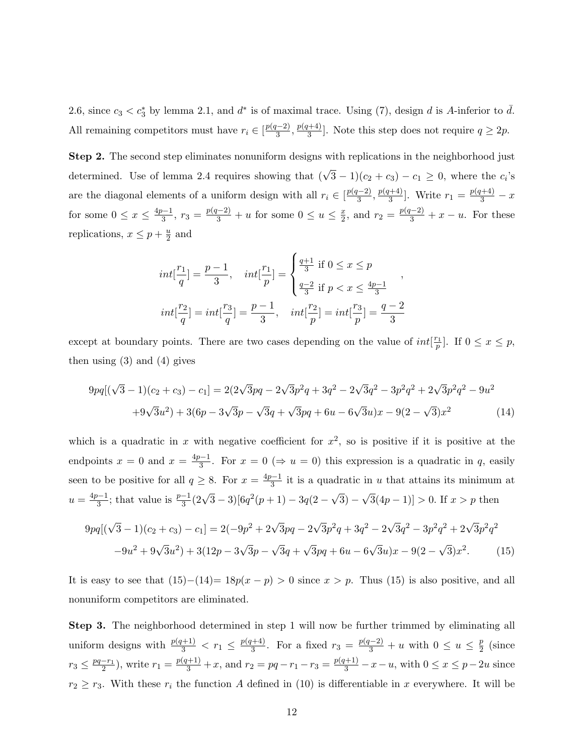2.6, since $c_3 < c_3^*$ by lemma 2.1, and $d^*$ is of maximal trace. Using (7), design $d$ is $A$-inferior to $\bar{d}$. All remaining competitors must have $r_i \in [\frac{p(q-2)}{3}, \frac{p(q+4)}{3}]$. Note this step does not require $q \geq 2p$.

**Step 2.** The second step eliminates nonuniform designs with replications in the neighborhood just determined. Use of lemma 2.4 requires showing that $(\sqrt{3}-1)(c_2+c_3)-c_1 \geq 0$, where the $c_i$'s are the diagonal elements of a uniform design with all $r_i \in [\frac{p(q-2)}{3}, \frac{p(q+4)}{3}]$. Write $r_1 = \frac{p(q+4)}{3} - x$ for some $0 \leq x \leq \frac{4p-1}{3}$, $r_3 = \frac{p(q-2)}{3} + u$ for some $0 \leq u \leq \frac{x}{2}$, and $r_2 = \frac{p(q-2)}{3} + x - u$. For these replications, $x \leq p + \frac{u}{2}$ and

$$int[\frac{r_1}{q}] = \frac{p-1}{3}, \quad int[\frac{r_1}{p}] = \begin{cases} \frac{q+1}{3} \text{ if } 0 \leq x \leq p \\ \frac{q-2}{3} \text{ if } p < x \leq \frac{4p-1}{3} \end{cases},$$

$$int[\frac{r_2}{q}] = int[\frac{r_3}{q}] = \frac{p-1}{3}, \quad int[\frac{r_2}{p}] = int[\frac{r_3}{p}] = \frac{q-2}{3}$$

except at boundary points. There are two cases depending on the value of $int[\frac{r_1}{p}]$. If $0 \leq x \leq p$, then using (3) and (4) gives

$$9pq[(\sqrt{3}-1)(c_2+c_3)-c_1] = 2(2\sqrt{3}pq - 2\sqrt{3}p^2q + 3q^2 - 2\sqrt{3}q^2 - 3p^2q^2 + 2\sqrt{3}p^2q^2 - 9u^2 + 9\sqrt{3}u^2) + 3(6p - 3\sqrt{3}p - \sqrt{3}q + \sqrt{3}pq + 6u - 6\sqrt{3}u)x - 9(2-\sqrt{3})x^2 \tag{14}$$

which is a quadratic in $x$ with negative coefficient for $x^2$, so is positive if it is positive at the endpoints $x = 0$ and $x = \frac{4p-1}{3}$. For $x = 0$ ($\Rightarrow u = 0$) this expression is a quadratic in $q$, easily seen to be positive for all $q \geq 8$. For $x = \frac{4p-1}{3}$ it is a quadratic in $u$ that attains its minimum at $u = \frac{4p-1}{3}$; that value is $\frac{p-1}{3}(2\sqrt{3}-3)[6q^2(p+1) - 3q(2-\sqrt{3}) - \sqrt{3}(4p-1)] > 0$. If $x > p$ then

$$9pq[(\sqrt{3}-1)(c_2+c_3)-c_1] = 2(-9p^2 + 2\sqrt{3}pq - 2\sqrt{3}p^2q + 3q^2 - 2\sqrt{3}q^2 - 3p^2q^2 + 2\sqrt{3}p^2q^2 - 9u^2 + 9\sqrt{3}u^2) + 3(12p - 3\sqrt{3}p - \sqrt{3}q + \sqrt{3}pq + 6u - 6\sqrt{3}u)x - 9(2-\sqrt{3})x^2. \tag{15}$$

It is easy to see that (15)−(14)= $18p(x-p) > 0$ since $x > p$. Thus (15) is also positive, and all nonuniform competitors are eliminated.

**Step 3.** The neighborhood determined in step 1 will now be further trimmed by eliminating all uniform designs with $\frac{p(q+1)}{3} < r_1 \leq \frac{p(q+4)}{3}$. For a fixed $r_3 = \frac{p(q-2)}{3} + u$ with $0 \leq u \leq \frac{p}{2}$ (since $r_3 \leq \frac{pq-r_1}{2}$), write $r_1 = \frac{p(q+1)}{3} + x$, and $r_2 = pq - r_1 - r_3 = \frac{p(q+1)}{3} - x - u$, with $0 \leq x \leq p - 2u$ since $r_2 \geq r_3$. With these $r_i$ the function $A$ defined in (10) is differentiable in $x$ everywhere. It will be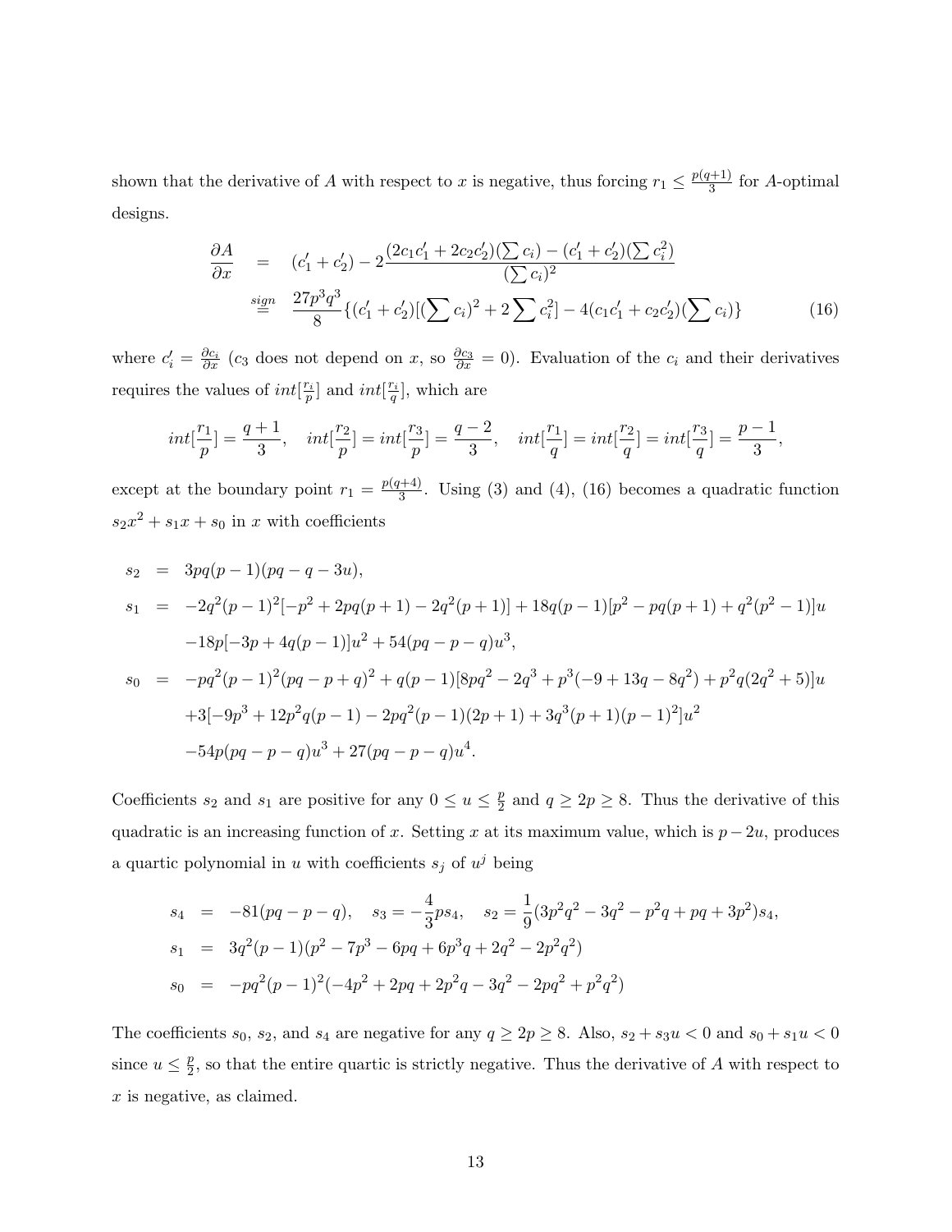shown that the derivative of $A$ with respect to $x$ is negative, thus forcing $r_1 \leq \frac{p(q+1)}{3}$ for $A$-optimal designs.

$$
\begin{aligned}
\frac{\partial A}{\partial x} &= (c_1' + c_2') - 2\frac{(2c_1c_1' + 2c_2c_2')(\sum c_i) - (c_1' + c_2')(\sum c_i^2)}{(\sum c_i)^2} \\
&\overset{sign}{=} \frac{27p^3q^3}{8}\{(c_1' + c_2')[(\sum c_i)^2 + 2\sum c_i^2] - 4(c_1c_1' + c_2c_2')(\sum c_i)\} \qquad (16)
\end{aligned}
$$

where $c_i' = \frac{\partial c_i}{\partial x}$ ($c_3$ does not depend on $x$, so $\frac{\partial c_3}{\partial x} = 0$). Evaluation of the $c_i$ and their derivatives requires the values of $int[\frac{r_i}{p}]$ and $int[\frac{r_i}{q}]$, which are

$$
int[\frac{r_1}{p}] = \frac{q+1}{3}, \quad int[\frac{r_2}{p}] = int[\frac{r_3}{p}] = \frac{q-2}{3}, \quad int[\frac{r_1}{q}] = int[\frac{r_2}{q}] = int[\frac{r_3}{q}] = \frac{p-1}{3},
$$

except at the boundary point $r_1 = \frac{p(q+4)}{3}$. Using (3) and (4), (16) becomes a quadratic function $s_2x^2 + s_1x + s_0$ in $x$ with coefficients

$$
\begin{aligned}
s_2 &= 3pq(p-1)(pq - q - 3u), \\
s_1 &= -2q^2(p-1)^2[-p^2 + 2pq(p+1) - 2q^2(p+1)] + 18q(p-1)[p^2 - pq(p+1) + q^2(p^2-1)]u \\
&\quad -18p[-3p + 4q(p-1)]u^2 + 54(pq - p - q)u^3, \\
s_0 &= -pq^2(p-1)^2(pq - p + q)^2 + q(p-1)[8pq^2 - 2q^3 + p^3(-9 + 13q - 8q^2) + p^2q(2q^2+5)]u \\
&\quad +3[-9p^3 + 12p^2q(p-1) - 2pq^2(p-1)(2p+1) + 3q^3(p+1)(p-1)^2]u^2 \\
&\quad -54p(pq - p - q)u^3 + 27(pq - p - q)u^4.
\end{aligned}
$$

Coefficients $s_2$ and $s_1$ are positive for any $0 \leq u \leq \frac{p}{2}$ and $q \geq 2p \geq 8$. Thus the derivative of this quadratic is an increasing function of $x$. Setting $x$ at its maximum value, which is $p - 2u$, produces a quartic polynomial in $u$ with coefficients $s_j$ of $u^j$ being

$$
\begin{aligned}
s_4 &= -81(pq - p - q), \quad s_3 = -\frac{4}{3}ps_4, \quad s_2 = \frac{1}{9}(3p^2q^2 - 3q^2 - p^2q + pq + 3p^2)s_4, \\
s_1 &= 3q^2(p-1)(p^2 - 7p^3 - 6pq + 6p^3q + 2q^2 - 2p^2q^2) \\
s_0 &= -pq^2(p-1)^2(-4p^2 + 2pq + 2p^2q - 3q^2 - 2pq^2 + p^2q^2)
\end{aligned}
$$

The coefficients $s_0$, $s_2$, and $s_4$ are negative for any $q \geq 2p \geq 8$. Also, $s_2 + s_3u < 0$ and $s_0 + s_1u < 0$ since $u \leq \frac{p}{2}$, so that the entire quartic is strictly negative. Thus the derivative of $A$ with respect to $x$ is negative, as claimed.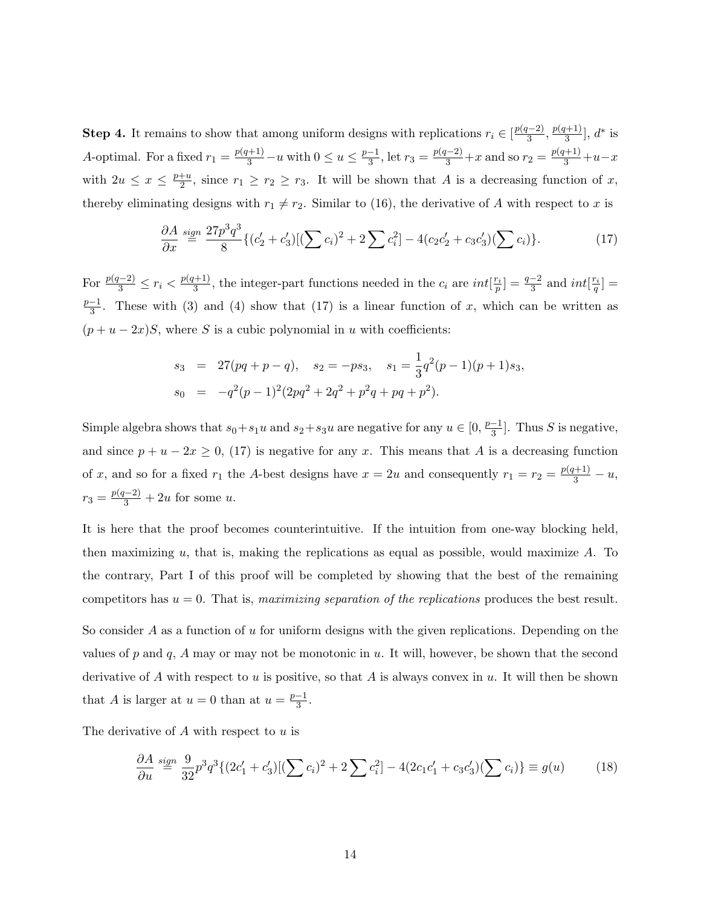**Step 4.** It remains to show that among uniform designs with replications $r_i \in [\frac{p(q-2)}{3}, \frac{p(q+1)}{3}]$, $d^*$ is $A$-optimal. For a fixed $r_1 = \frac{p(q+1)}{3} - u$ with $0 \le u \le \frac{p-1}{3}$, let $r_3 = \frac{p(q-2)}{3} + x$ and so $r_2 = \frac{p(q+1)}{3} + u - x$ with $2u \le x \le \frac{p+u}{2}$, since $r_1 \ge r_2 \ge r_3$. It will be shown that $A$ is a decreasing function of $x$, thereby eliminating designs with $r_1 \ne r_2$. Similar to (16), the derivative of $A$ with respect to $x$ is

$$\frac{\partial A}{\partial x} \overset{sign}{=} \frac{27p^3q^3}{8}\{(c_2' + c_3')[(\sum c_i)^2 + 2\sum c_i^2] - 4(c_2c_2' + c_3c_3')(\sum c_i)\}. \tag{17}$$

For $\frac{p(q-2)}{3} \le r_i < \frac{p(q+1)}{3}$, the integer-part functions needed in the $c_i$ are $int[\frac{r_i}{p}] = \frac{q-2}{3}$ and $int[\frac{r_i}{q}] = \frac{p-1}{3}$. These with (3) and (4) show that (17) is a linear function of $x$, which can be written as $(p + u - 2x)S$, where $S$ is a cubic polynomial in $u$ with coefficients:

$$\begin{aligned} s_3 &= 27(pq + p - q), \quad s_2 = -ps_3, \quad s_1 = \frac{1}{3}q^2(p-1)(p+1)s_3, \\ s_0 &= -q^2(p-1)^2(2pq^2 + 2q^2 + p^2q + pq + p^2). \end{aligned}$$

Simple algebra shows that $s_0 + s_1u$ and $s_2 + s_3u$ are negative for any $u \in [0, \frac{p-1}{3}]$. Thus $S$ is negative, and since $p + u - 2x \ge 0$, (17) is negative for any $x$. This means that $A$ is a decreasing function of $x$, and so for a fixed $r_1$ the $A$-best designs have $x = 2u$ and consequently $r_1 = r_2 = \frac{p(q+1)}{3} - u$, $r_3 = \frac{p(q-2)}{3} + 2u$ for some $u$.

It is here that the proof becomes counterintuitive. If the intuition from one-way blocking held, then maximizing $u$, that is, making the replications as equal as possible, would maximize $A$. To the contrary, Part I of this proof will be completed by showing that the best of the remaining competitors has $u = 0$. That is, *maximizing separation of the replications* produces the best result.

So consider $A$ as a function of $u$ for uniform designs with the given replications. Depending on the values of $p$ and $q$, $A$ may or may not be monotonic in $u$. It will, however, be shown that the second derivative of $A$ with respect to $u$ is positive, so that $A$ is always convex in $u$. It will then be shown that $A$ is larger at $u = 0$ than at $u = \frac{p-1}{3}$.

The derivative of $A$ with respect to $u$ is

$$\frac{\partial A}{\partial u} \overset{sign}{=} \frac{9}{32}p^3q^3\{(2c_1' + c_3')[(\sum c_i)^2 + 2\sum c_i^2] - 4(2c_1c_1' + c_3c_3')(\sum c_i)\} \equiv g(u) \tag{18}$$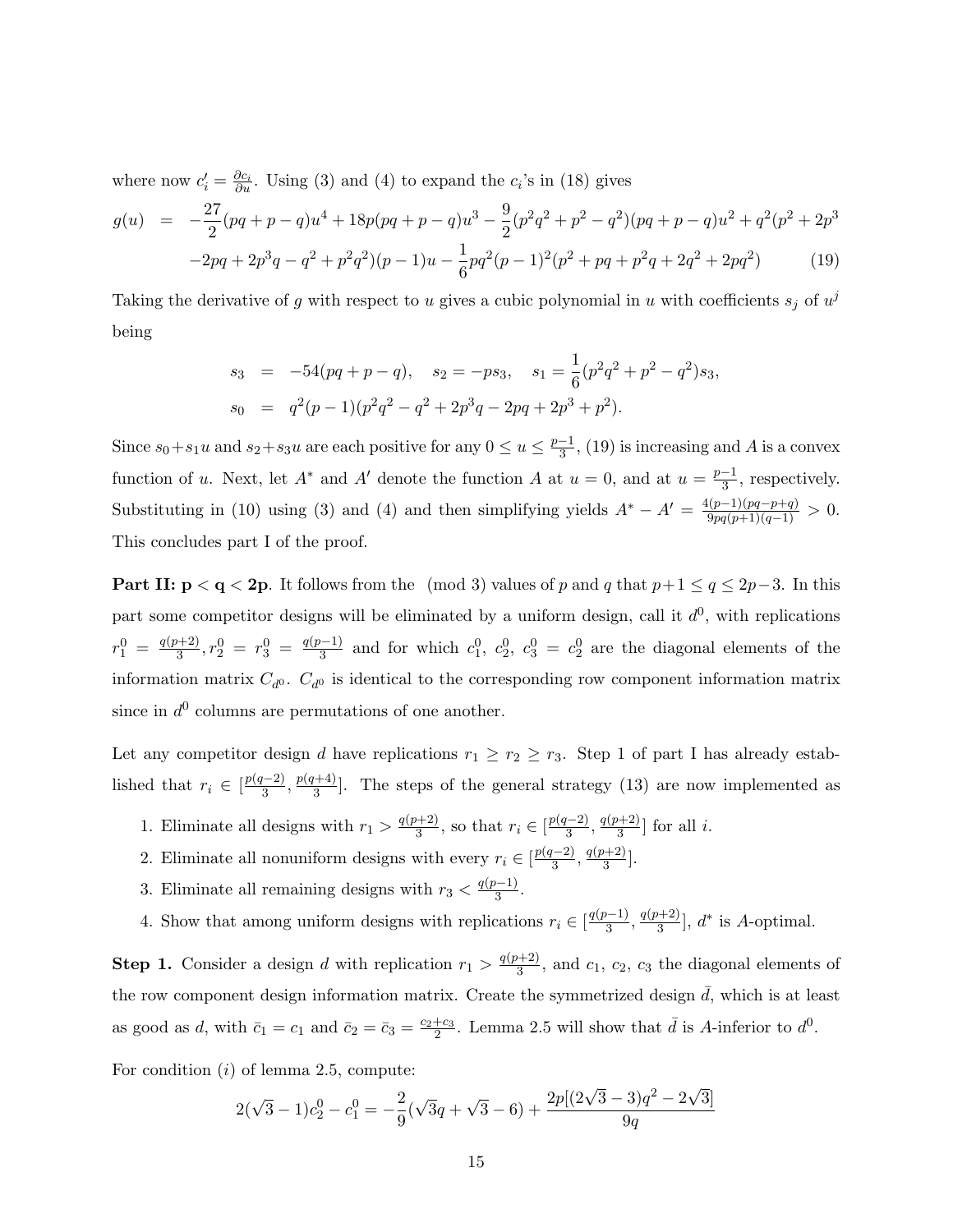where now $c_i' = \frac{\partial c_i}{\partial u}$. Using (3) and (4) to expand the $c_i$'s in (18) gives

$$
\begin{aligned}
g(u) &= -\frac{27}{2}(pq+p-q)u^4 + 18p(pq+p-q)u^3 - \frac{9}{2}(p^2q^2+p^2-q^2)(pq+p-q)u^2 + q^2(p^2+2p^3 \\
&\quad -2pq+2p^3q-q^2+p^2q^2)(p-1)u - \frac{1}{6}pq^2(p-1)^2(p^2+pq+p^2q+2q^2+2pq^2) \qquad (19)
\end{aligned}
$$

Taking the derivative of $g$ with respect to $u$ gives a cubic polynomial in $u$ with coefficients $s_j$ of $u^j$ being

$$
\begin{aligned}
s_3 &= -54(pq+p-q), \quad s_2 = -ps_3, \quad s_1 = \frac{1}{6}(p^2q^2+p^2-q^2)s_3, \\
s_0 &= q^2(p-1)(p^2q^2-q^2+2p^3q-2pq+2p^3+p^2).
\end{aligned}
$$

Since $s_0+s_1u$ and $s_2+s_3u$ are each positive for any $0 \leq u \leq \frac{p-1}{3}$, (19) is increasing and $A$ is a convex function of $u$. Next, let $A^*$ and $A'$ denote the function $A$ at $u=0$, and at $u=\frac{p-1}{3}$, respectively. Substituting in (10) using (3) and (4) and then simplifying yields $A^* - A' = \frac{4(p-1)(pq-p+q)}{9pq(p+1)(q-1)} > 0$. This concludes part I of the proof.

**Part II: $\mathbf{p < q < 2p}$.** It follows from the (mod 3) values of $p$ and $q$ that $p+1 \leq q \leq 2p-3$. In this part some competitor designs will be eliminated by a uniform design, call it $d^0$, with replications $r_1^0 = \frac{q(p+2)}{3}, r_2^0 = r_3^0 = \frac{q(p-1)}{3}$ and for which $c_1^0$, $c_2^0$, $c_3^0 = c_2^0$ are the diagonal elements of the information matrix $C_{d^0}$. $C_{d^0}$ is identical to the corresponding row component information matrix since in $d^0$ columns are permutations of one another.

Let any competitor design $d$ have replications $r_1 \geq r_2 \geq r_3$. Step 1 of part I has already established that $r_i \in [\frac{p(q-2)}{3}, \frac{p(q+4)}{3}]$. The steps of the general strategy (13) are now implemented as

1. Eliminate all designs with $r_1 > \frac{q(p+2)}{3}$, so that $r_i \in [\frac{p(q-2)}{3}, \frac{q(p+2)}{3}]$ for all $i$.
2. Eliminate all nonuniform designs with every $r_i \in [\frac{p(q-2)}{3}, \frac{q(p+2)}{3}]$.
3. Eliminate all remaining designs with $r_3 < \frac{q(p-1)}{3}$.
4. Show that among uniform designs with replications $r_i \in [\frac{q(p-1)}{3}, \frac{q(p+2)}{3}]$, $d^*$ is $A$-optimal.

**Step 1.** Consider a design $d$ with replication $r_1 > \frac{q(p+2)}{3}$, and $c_1$, $c_2$, $c_3$ the diagonal elements of the row component design information matrix. Create the symmetrized design $\bar{d}$, which is at least as good as $d$, with $\bar{c}_1 = c_1$ and $\bar{c}_2 = \bar{c}_3 = \frac{c_2+c_3}{2}$. Lemma 2.5 will show that $\bar{d}$ is $A$-inferior to $d^0$.

For condition $(i)$ of lemma 2.5, compute:

$$
2(\sqrt{3}-1)c_2^0 - c_1^0 = -\frac{2}{9}(\sqrt{3}q+\sqrt{3}-6) + \frac{2p[(2\sqrt{3}-3)q^2 - 2\sqrt{3}]}{9q}
$$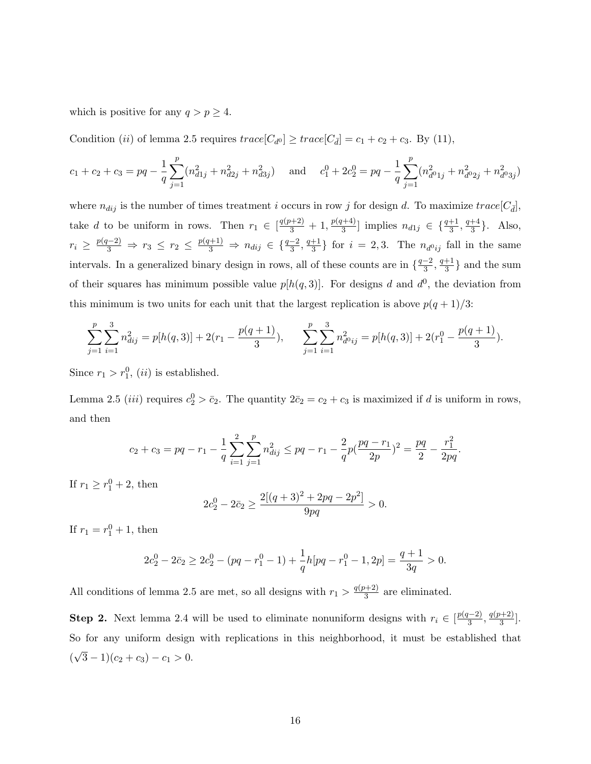which is positive for any $q > p \geq 4$.

Condition $(ii)$ of lemma 2.5 requires $trace[C_{d^0}] \geq trace[C_{\bar{d}}] = c_1 + c_2 + c_3$. By (11),

$$c_1 + c_2 + c_3 = pq - \frac{1}{q}\sum_{j=1}^{p}(n_{d1j}^2 + n_{d2j}^2 + n_{d3j}^2) \quad \text{and} \quad c_1^0 + 2c_2^0 = pq - \frac{1}{q}\sum_{j=1}^{p}(n_{d^01j}^2 + n_{d^02j}^2 + n_{d^03j}^2)$$

where $n_{dij}$ is the number of times treatment $i$ occurs in row $j$ for design $d$. To maximize $trace[C_{\bar{d}}]$, take $d$ to be uniform in rows. Then $r_1 \in [\frac{q(p+2)}{3} + 1, \frac{p(q+4)}{3}]$ implies $n_{d1j} \in \{\frac{q+1}{3}, \frac{q+4}{3}\}$. Also, $r_i \geq \frac{p(q-2)}{3} \Rightarrow r_3 \leq r_2 \leq \frac{p(q+1)}{3} \Rightarrow n_{dij} \in \{\frac{q-2}{3}, \frac{q+1}{3}\}$ for $i = 2, 3$. The $n_{d^0ij}$ fall in the same intervals. In a generalized binary design in rows, all of these counts are in $\{\frac{q-2}{3}, \frac{q+1}{3}\}$ and the sum of their squares has minimum possible value $p[h(q,3)]$. For designs $d$ and $d^0$, the deviation from this minimum is two units for each unit that the largest replication is above $p(q+1)/3$:

$$\sum_{j=1}^{p}\sum_{i=1}^{3} n_{dij}^2 = p[h(q,3)] + 2(r_1 - \frac{p(q+1)}{3}), \qquad \sum_{j=1}^{p}\sum_{i=1}^{3} n_{d^0ij}^2 = p[h(q,3)] + 2(r_1^0 - \frac{p(q+1)}{3}).$$

Since $r_1 > r_1^0$, $(ii)$ is established.

Lemma 2.5 $(iii)$ requires $c_2^0 > \bar{c}_2$. The quantity $2\bar{c}_2 = c_2 + c_3$ is maximized if $d$ is uniform in rows, and then

$$c_2 + c_3 = pq - r_1 - \frac{1}{q}\sum_{i=1}^{2}\sum_{j=1}^{p} n_{dij}^2 \leq pq - r_1 - \frac{2}{q}p(\frac{pq - r_1}{2p})^2 = \frac{pq}{2} - \frac{r_1^2}{2pq}.$$

If $r_1 \geq r_1^0 + 2$, then

$$2c_2^0 - 2\bar{c}_2 \geq \frac{2[(q+3)^2 + 2pq - 2p^2]}{9pq} > 0.$$

If $r_1 = r_1^0 + 1$, then

$$2c_2^0 - 2\bar{c}_2 \geq 2c_2^0 - (pq - r_1^0 - 1) + \frac{1}{q}h[pq - r_1^0 - 1, 2p] = \frac{q+1}{3q} > 0.$$

All conditions of lemma 2.5 are met, so all designs with $r_1 > \frac{q(p+2)}{3}$ are eliminated.

**Step 2.** Next lemma 2.4 will be used to eliminate nonuniform designs with $r_i \in [\frac{p(q-2)}{3}, \frac{q(p+2)}{3}]$. So for any uniform design with replications in this neighborhood, it must be established that $(\sqrt{3} - 1)(c_2 + c_3) - c_1 > 0$.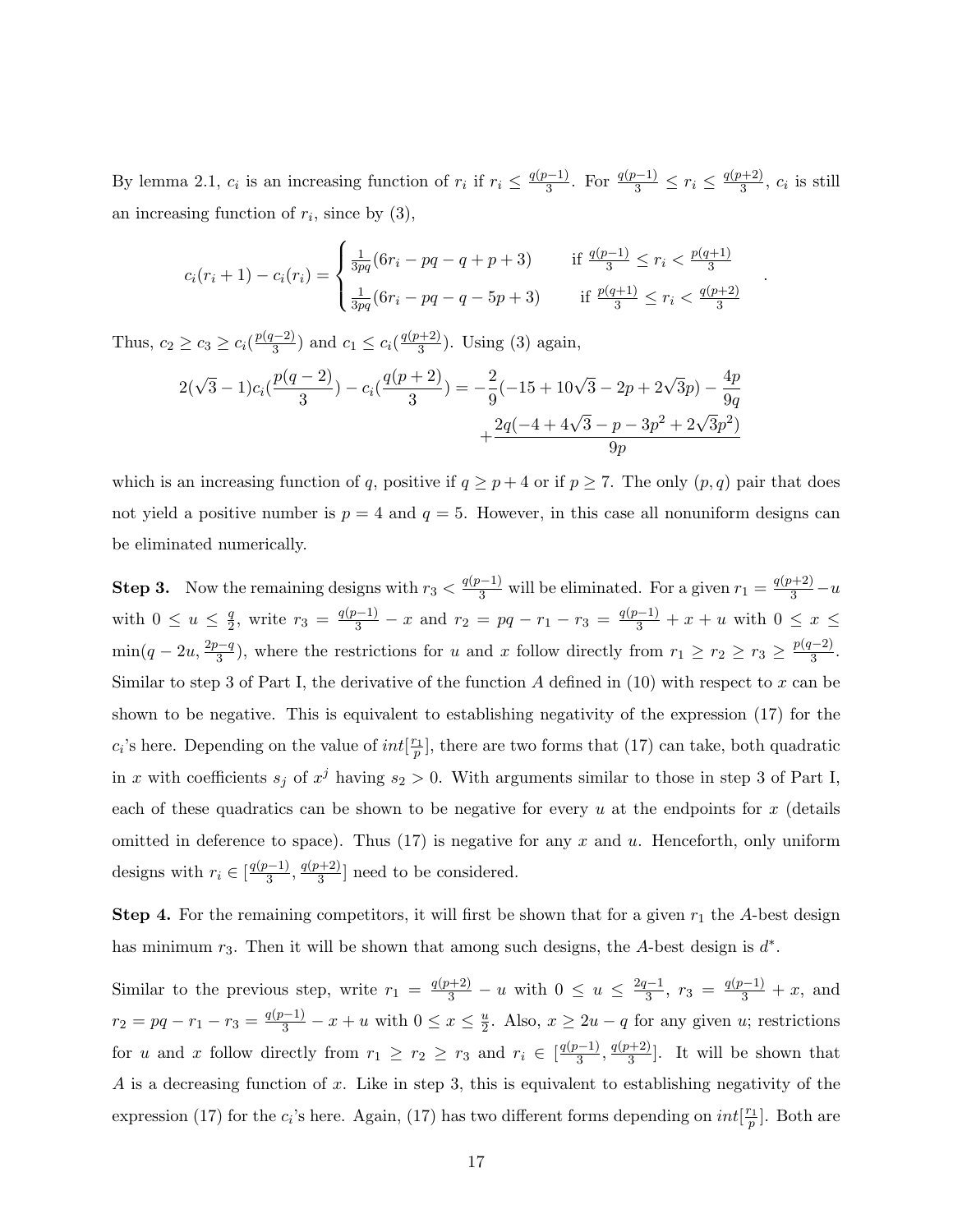By lemma 2.1, $c_i$ is an increasing function of $r_i$ if $r_i \leq \frac{q(p-1)}{3}$. For $\frac{q(p-1)}{3} \leq r_i \leq \frac{q(p+2)}{3}$, $c_i$ is still an increasing function of $r_i$, since by (3),

$$c_i(r_i+1) - c_i(r_i) = \begin{cases} \frac{1}{3pq}(6r_i - pq - q + p + 3) & \text{if } \frac{q(p-1)}{3} \leq r_i < \frac{p(q+1)}{3} \\ \frac{1}{3pq}(6r_i - pq - q - 5p + 3) & \text{if } \frac{p(q+1)}{3} \leq r_i < \frac{q(p+2)}{3} \end{cases}.$$

Thus, $c_2 \geq c_3 \geq c_i(\frac{p(q-2)}{3})$ and $c_1 \leq c_i(\frac{q(p+2)}{3})$. Using (3) again,

$$2(\sqrt{3}-1)c_i(\frac{p(q-2)}{3}) - c_i(\frac{q(p+2)}{3}) = -\frac{2}{9}(-15 + 10\sqrt{3} - 2p + 2\sqrt{3}p) - \frac{4p}{9q} + \frac{2q(-4 + 4\sqrt{3} - p - 3p^2 + 2\sqrt{3}p^2)}{9p}$$

which is an increasing function of $q$, positive if $q \geq p+4$ or if $p \geq 7$. The only $(p, q)$ pair that does not yield a positive number is $p = 4$ and $q = 5$. However, in this case all nonuniform designs can be eliminated numerically.

**Step 3.** Now the remaining designs with $r_3 < \frac{q(p-1)}{3}$ will be eliminated. For a given $r_1 = \frac{q(p+2)}{3} - u$ with $0 \leq u \leq \frac{q}{2}$, write $r_3 = \frac{q(p-1)}{3} - x$ and $r_2 = pq - r_1 - r_3 = \frac{q(p-1)}{3} + x + u$ with $0 \leq x \leq \min(q - 2u, \frac{2p-q}{3})$, where the restrictions for $u$ and $x$ follow directly from $r_1 \geq r_2 \geq r_3 \geq \frac{p(q-2)}{3}$. Similar to step 3 of Part I, the derivative of the function $A$ defined in (10) with respect to $x$ can be shown to be negative. This is equivalent to establishing negativity of the expression (17) for the $c_i$'s here. Depending on the value of $int[\frac{r_1}{p}]$, there are two forms that (17) can take, both quadratic in $x$ with coefficients $s_j$ of $x^j$ having $s_2 > 0$. With arguments similar to those in step 3 of Part I, each of these quadratics can be shown to be negative for every $u$ at the endpoints for $x$ (details omitted in deference to space). Thus (17) is negative for any $x$ and $u$. Henceforth, only uniform designs with $r_i \in [\frac{q(p-1)}{3}, \frac{q(p+2)}{3}]$ need to be considered.

**Step 4.** For the remaining competitors, it will first be shown that for a given $r_1$ the $A$-best design has minimum $r_3$. Then it will be shown that among such designs, the $A$-best design is $d^*$.

Similar to the previous step, write $r_1 = \frac{q(p+2)}{3} - u$ with $0 \leq u \leq \frac{2q-1}{3}$, $r_3 = \frac{q(p-1)}{3} + x$, and $r_2 = pq - r_1 - r_3 = \frac{q(p-1)}{3} - x + u$ with $0 \leq x \leq \frac{u}{2}$. Also, $x \geq 2u - q$ for any given $u$; restrictions for $u$ and $x$ follow directly from $r_1 \geq r_2 \geq r_3$ and $r_i \in [\frac{q(p-1)}{3}, \frac{q(p+2)}{3}]$. It will be shown that $A$ is a decreasing function of $x$. Like in step 3, this is equivalent to establishing negativity of the expression (17) for the $c_i$'s here. Again, (17) has two different forms depending on $int[\frac{r_1}{p}]$. Both are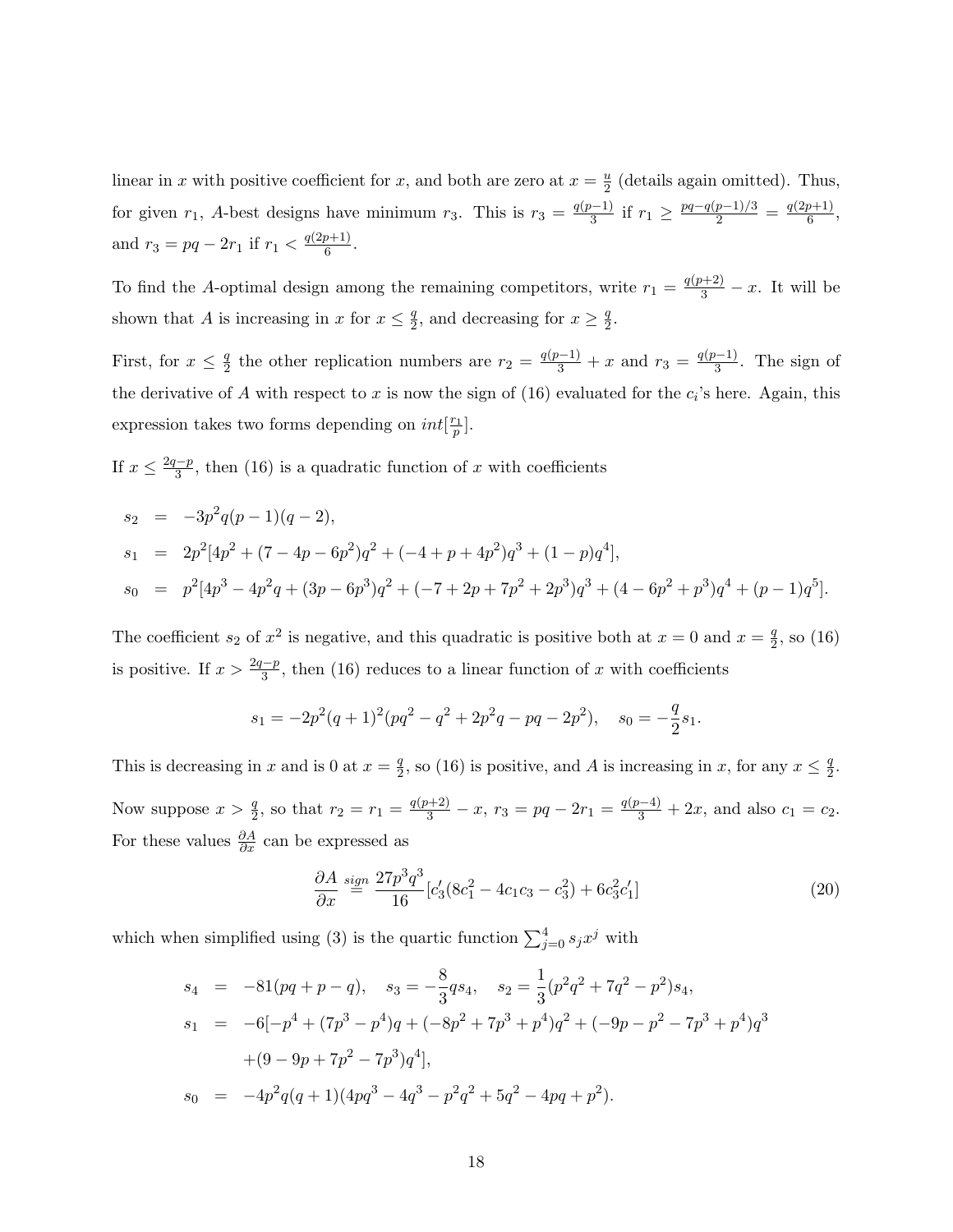linear in $x$ with positive coefficient for $x$, and both are zero at $x = \frac{u}{2}$ (details again omitted). Thus, for given $r_1$, $A$-best designs have minimum $r_3$. This is $r_3 = \frac{q(p-1)}{3}$ if $r_1 \geq \frac{pq - q(p-1)/3}{2} = \frac{q(2p+1)}{6}$, and $r_3 = pq - 2r_1$ if $r_1 < \frac{q(2p+1)}{6}$.

To find the $A$-optimal design among the remaining competitors, write $r_1 = \frac{q(p+2)}{3} - x$. It will be shown that $A$ is increasing in $x$ for $x \leq \frac{q}{2}$, and decreasing for $x \geq \frac{q}{2}$.

First, for $x \leq \frac{q}{2}$ the other replication numbers are $r_2 = \frac{q(p-1)}{3} + x$ and $r_3 = \frac{q(p-1)}{3}$. The sign of the derivative of $A$ with respect to $x$ is now the sign of (16) evaluated for the $c_i$'s here. Again, this expression takes two forms depending on $int[\frac{r_1}{p}]$.

If $x \leq \frac{2q-p}{3}$, then (16) is a quadratic function of $x$ with coefficients

$$
\begin{aligned}
s_2 &= -3p^2q(p-1)(q-2), \\
s_1 &= 2p^2[4p^2 + (7 - 4p - 6p^2)q^2 + (-4 + p + 4p^2)q^3 + (1-p)q^4], \\
s_0 &= p^2[4p^3 - 4p^2q + (3p - 6p^3)q^2 + (-7 + 2p + 7p^2 + 2p^3)q^3 + (4 - 6p^2 + p^3)q^4 + (p-1)q^5].
\end{aligned}
$$

The coefficient $s_2$ of $x^2$ is negative, and this quadratic is positive both at $x = 0$ and $x = \frac{q}{2}$, so (16) is positive. If $x > \frac{2q-p}{3}$, then (16) reduces to a linear function of $x$ with coefficients

$$
s_1 = -2p^2(q+1)^2(pq^2 - q^2 + 2p^2q - pq - 2p^2), \quad s_0 = -\frac{q}{2}s_1.
$$

This is decreasing in $x$ and is 0 at $x = \frac{q}{2}$, so (16) is positive, and $A$ is increasing in $x$, for any $x \leq \frac{q}{2}$.

Now suppose $x > \frac{q}{2}$, so that $r_2 = r_1 = \frac{q(p+2)}{3} - x$, $r_3 = pq - 2r_1 = \frac{q(p-4)}{3} + 2x$, and also $c_1 = c_2$. For these values $\frac{\partial A}{\partial x}$ can be expressed as

$$
\frac{\partial A}{\partial x} \overset{sign}{=} \frac{27p^3q^3}{16}[c_3'(8c_1^2 - 4c_1c_3 - c_3^2) + 6c_3^2c_1'] \tag{20}
$$

which when simplified using (3) is the quartic function $\sum_{j=0}^{4} s_j x^j$ with

$$
\begin{aligned}
s_4 &= -81(pq + p - q), \quad s_3 = -\frac{8}{3}qs_4, \quad s_2 = \frac{1}{3}(p^2q^2 + 7q^2 - p^2)s_4, \\
s_1 &= -6[-p^4 + (7p^3 - p^4)q + (-8p^2 + 7p^3 + p^4)q^2 + (-9p - p^2 - 7p^3 + p^4)q^3 \\
&\quad + (9 - 9p + 7p^2 - 7p^3)q^4], \\
s_0 &= -4p^2q(q+1)(4pq^3 - 4q^3 - p^2q^2 + 5q^2 - 4pq + p^2).
\end{aligned}
$$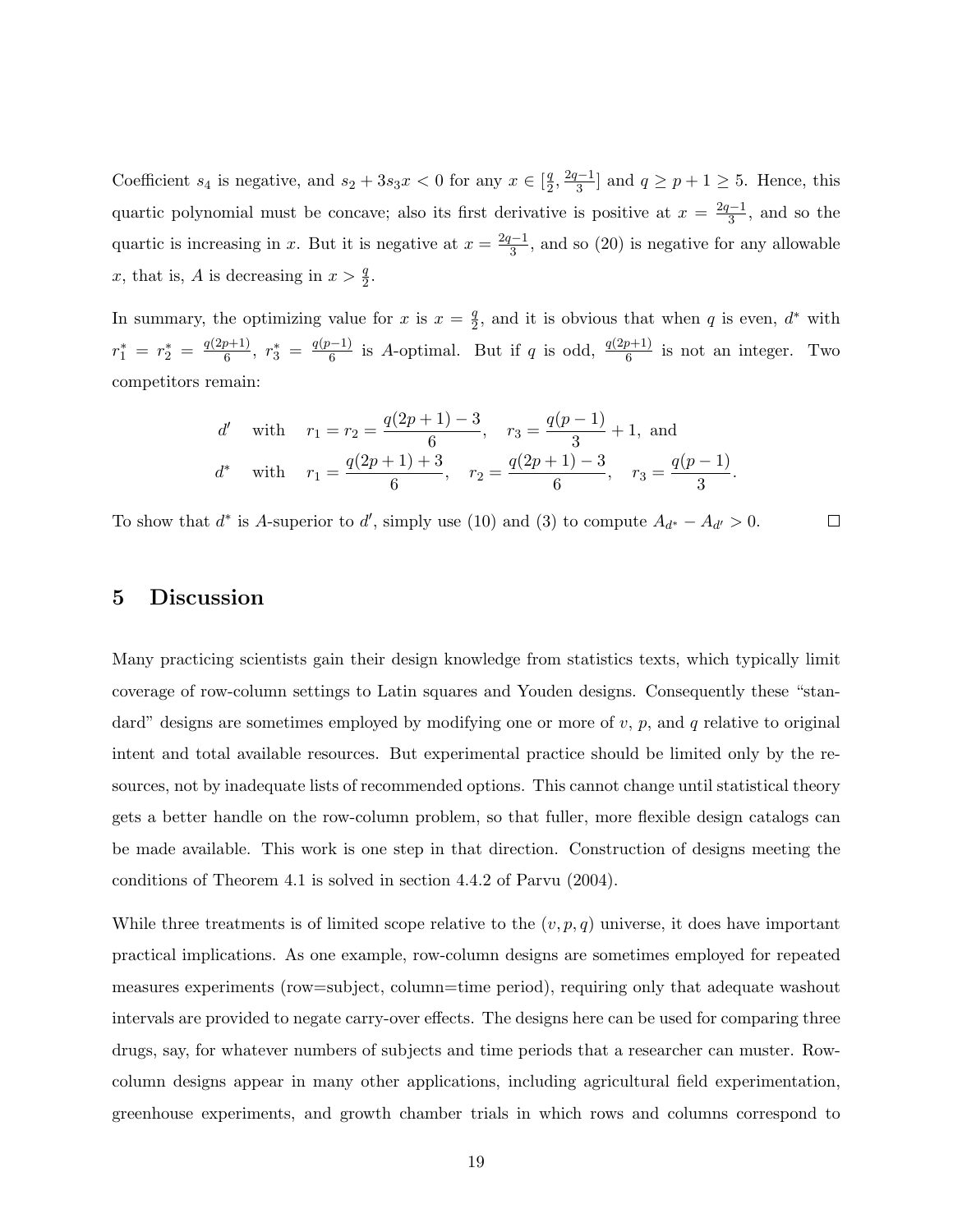Coefficient $s_4$ is negative, and $s_2 + 3s_3x < 0$ for any $x \in [\frac{q}{2}, \frac{2q-1}{3}]$ and $q \geq p+1 \geq 5$. Hence, this quartic polynomial must be concave; also its first derivative is positive at $x = \frac{2q-1}{3}$, and so the quartic is increasing in $x$. But it is negative at $x = \frac{2q-1}{3}$, and so (20) is negative for any allowable $x$, that is, $A$ is decreasing in $x > \frac{q}{2}$.

In summary, the optimizing value for $x$ is $x = \frac{q}{2}$, and it is obvious that when $q$ is even, $d^*$ with $r_1^* = r_2^* = \frac{q(2p+1)}{6}$, $r_3^* = \frac{q(p-1)}{6}$ is $A$-optimal. But if $q$ is odd, $\frac{q(2p+1)}{6}$ is not an integer. Two competitors remain:

$$
\begin{aligned}
d' \quad &\text{with} \quad r_1 = r_2 = \frac{q(2p+1)-3}{6}, \quad r_3 = \frac{q(p-1)}{3} + 1, \text{ and} \\
d^* \quad &\text{with} \quad r_1 = \frac{q(2p+1)+3}{6}, \quad r_2 = \frac{q(2p+1)-3}{6}, \quad r_3 = \frac{q(p-1)}{3}.
\end{aligned}
$$

To show that $d^*$ is $A$-superior to $d'$, simply use (10) and (3) to compute $A_{d^*} - A_{d'} > 0$. □

## 5 Discussion

Many practicing scientists gain their design knowledge from statistics texts, which typically limit coverage of row-column settings to Latin squares and Youden designs. Consequently these "standard" designs are sometimes employed by modifying one or more of $v$, $p$, and $q$ relative to original intent and total available resources. But experimental practice should be limited only by the resources, not by inadequate lists of recommended options. This cannot change until statistical theory gets a better handle on the row-column problem, so that fuller, more flexible design catalogs can be made available. This work is one step in that direction. Construction of designs meeting the conditions of Theorem 4.1 is solved in section 4.4.2 of Parvu (2004).

While three treatments is of limited scope relative to the $(v, p, q)$ universe, it does have important practical implications. As one example, row-column designs are sometimes employed for repeated measures experiments (row=subject, column=time period), requiring only that adequate washout intervals are provided to negate carry-over effects. The designs here can be used for comparing three drugs, say, for whatever numbers of subjects and time periods that a researcher can muster. Row-column designs appear in many other applications, including agricultural field experimentation, greenhouse experiments, and growth chamber trials in which rows and columns correspond to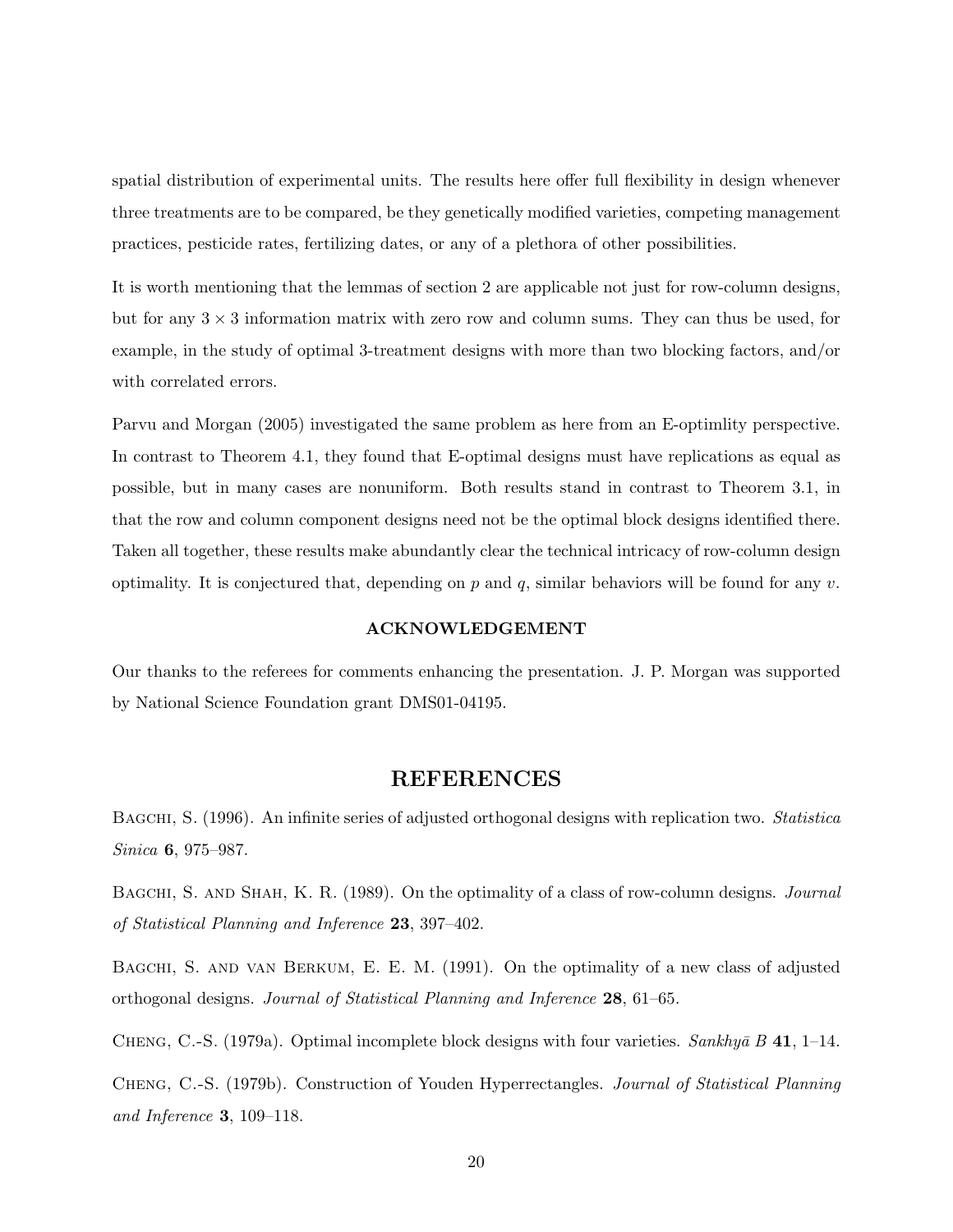spatial distribution of experimental units. The results here offer full flexibility in design whenever three treatments are to be compared, be they genetically modified varieties, competing management practices, pesticide rates, fertilizing dates, or any of a plethora of other possibilities.

It is worth mentioning that the lemmas of section 2 are applicable not just for row-column designs, but for any $3 \times 3$ information matrix with zero row and column sums. They can thus be used, for example, in the study of optimal 3-treatment designs with more than two blocking factors, and/or with correlated errors.

Parvu and Morgan (2005) investigated the same problem as here from an E-optimlity perspective. In contrast to Theorem 4.1, they found that E-optimal designs must have replications as equal as possible, but in many cases are nonuniform. Both results stand in contrast to Theorem 3.1, in that the row and column component designs need not be the optimal block designs identified there. Taken all together, these results make abundantly clear the technical intricacy of row-column design optimality. It is conjectured that, depending on $p$ and $q$, similar behaviors will be found for any $v$.

### ACKNOWLEDGEMENT

Our thanks to the referees for comments enhancing the presentation. J. P. Morgan was supported by National Science Foundation grant DMS01-04195.

## REFERENCES

Bagchi, S. (1996). An infinite series of adjusted orthogonal designs with replication two. *Statistica Sinica* **6**, 975–987.

Bagchi, S. and Shah, K. R. (1989). On the optimality of a class of row-column designs. *Journal of Statistical Planning and Inference* **23**, 397–402.

Bagchi, S. and van Berkum, E. E. M. (1991). On the optimality of a new class of adjusted orthogonal designs. *Journal of Statistical Planning and Inference* **28**, 61–65.

Cheng, C.-S. (1979a). Optimal incomplete block designs with four varieties. *Sankhyā B* **41**, 1–14.

Cheng, C.-S. (1979b). Construction of Youden Hyperrectangles. *Journal of Statistical Planning and Inference* **3**, 109–118.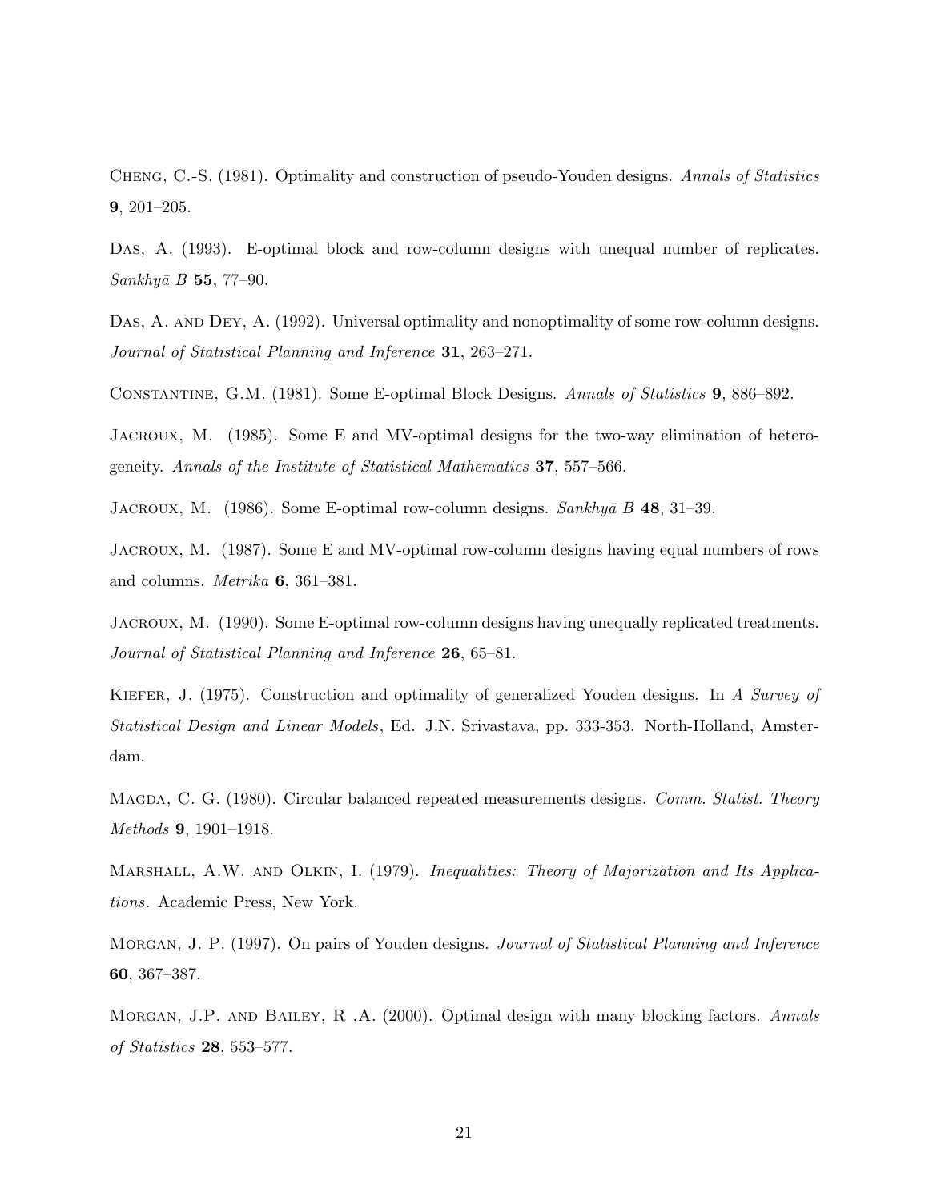Cheng, C.-S. (1981). Optimality and construction of pseudo-Youden designs. *Annals of Statistics* **9**, 201–205.

Das, A. (1993). E-optimal block and row-column designs with unequal number of replicates. *Sankhyā B* **55**, 77–90.

Das, A. and Dey, A. (1992). Universal optimality and nonoptimality of some row-column designs. *Journal of Statistical Planning and Inference* **31**, 263–271.

Constantine, G.M. (1981). Some E-optimal Block Designs. *Annals of Statistics* **9**, 886–892.

Jacroux, M. (1985). Some E and MV-optimal designs for the two-way elimination of heterogeneity. *Annals of the Institute of Statistical Mathematics* **37**, 557–566.

Jacroux, M. (1986). Some E-optimal row-column designs. *Sankhyā B* **48**, 31–39.

Jacroux, M. (1987). Some E and MV-optimal row-column designs having equal numbers of rows and columns. *Metrika* **6**, 361–381.

Jacroux, M. (1990). Some E-optimal row-column designs having unequally replicated treatments. *Journal of Statistical Planning and Inference* **26**, 65–81.

Kiefer, J. (1975). Construction and optimality of generalized Youden designs. In *A Survey of Statistical Design and Linear Models*, Ed. J.N. Srivastava, pp. 333-353. North-Holland, Amsterdam.

Magda, C. G. (1980). Circular balanced repeated measurements designs. *Comm. Statist. Theory Methods* **9**, 1901–1918.

Marshall, A.W. and Olkin, I. (1979). *Inequalities: Theory of Majorization and Its Applications*. Academic Press, New York.

Morgan, J. P. (1997). On pairs of Youden designs. *Journal of Statistical Planning and Inference* **60**, 367–387.

Morgan, J.P. and Bailey, R .A. (2000). Optimal design with many blocking factors. *Annals of Statistics* **28**, 553–577.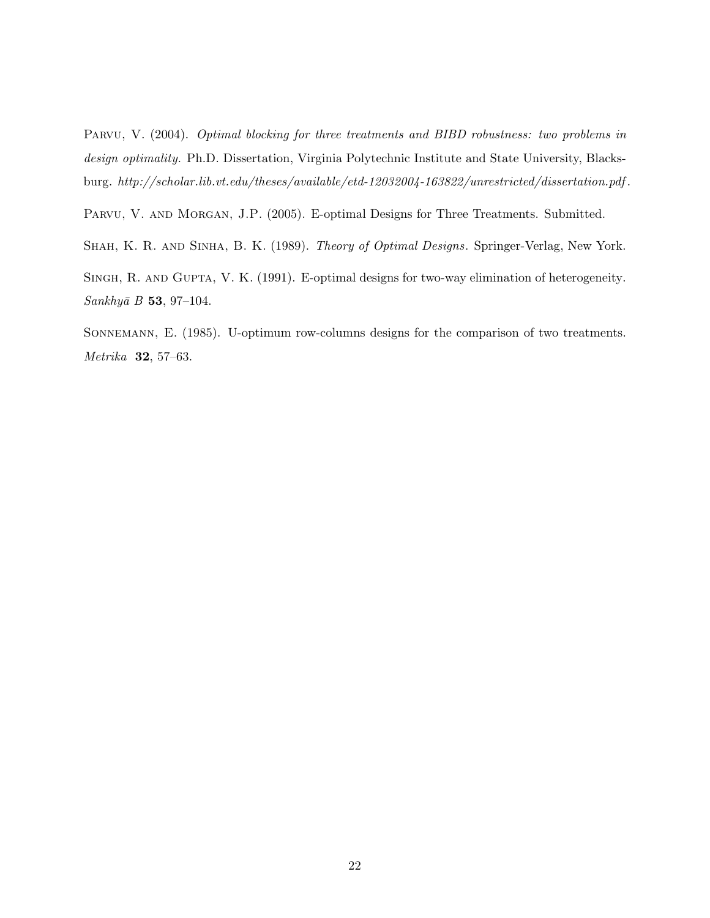Parvu, V. (2004). *Optimal blocking for three treatments and BIBD robustness: two problems in design optimality.* Ph.D. Dissertation, Virginia Polytechnic Institute and State University, Blacksburg. *http://scholar.lib.vt.edu/theses/available/etd-12032004-163822/unrestricted/dissertation.pdf*.

Parvu, V. and Morgan, J.P. (2005). E-optimal Designs for Three Treatments. Submitted.

Shah, K. R. and Sinha, B. K. (1989). *Theory of Optimal Designs*. Springer-Verlag, New York.

Singh, R. and Gupta, V. K. (1991). E-optimal designs for two-way elimination of heterogeneity. *Sankhyā B* **53**, 97–104.

Sonnemann, E. (1985). U-optimum row-columns designs for the comparison of two treatments. *Metrika* **32**, 57–63.